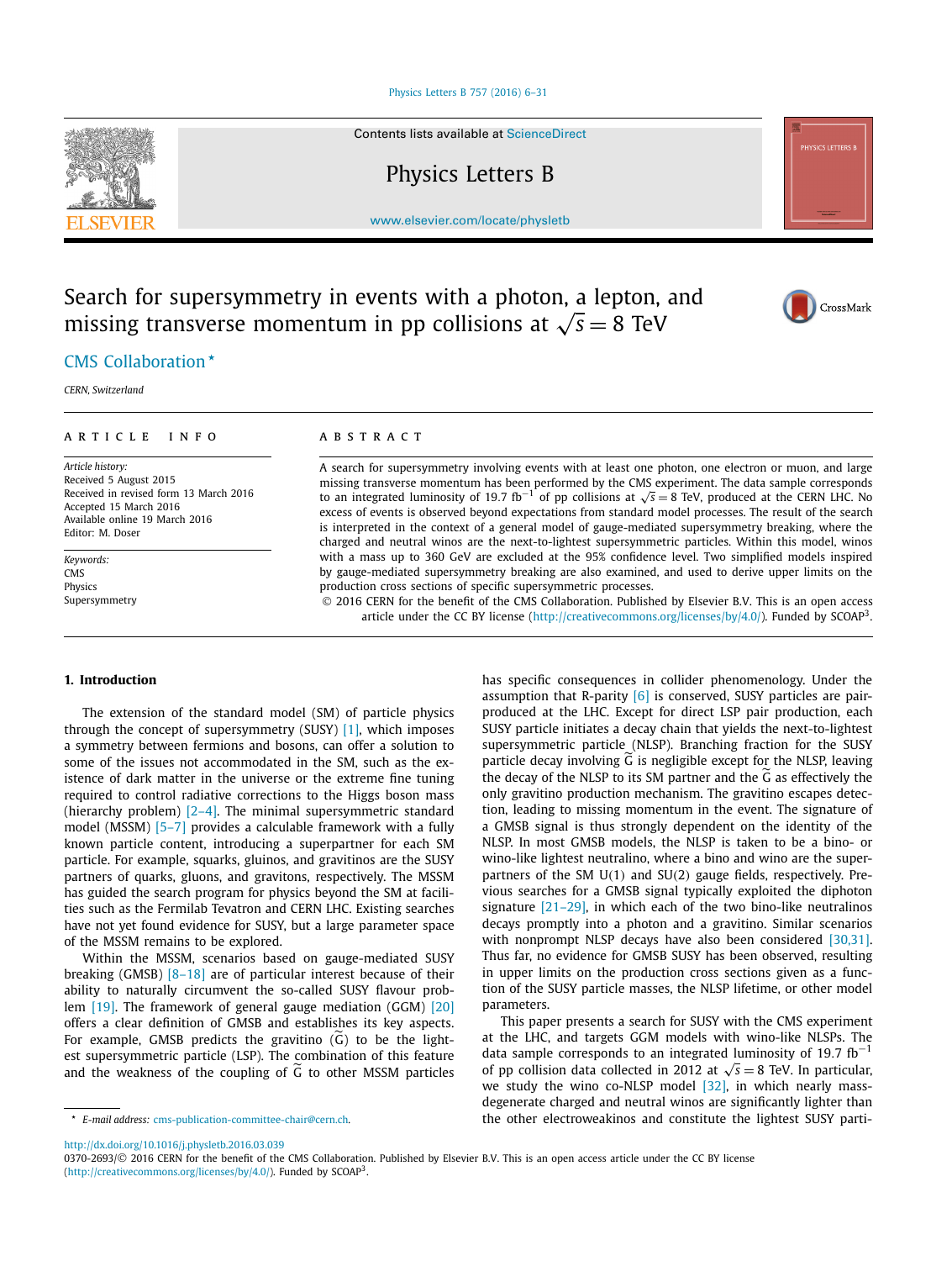# Search for supersymmetry in events with a photon, a lepton, and missing transverse momentum in pp collisions at $\sqrt{s} = 8$ TeV

CMS Collaboration *

*CERN, Switzerland*

## ARTICLE INFO

*Article history:*
Received 5 August 2015
Received in revised form 13 March 2016
Accepted 15 March 2016
Available online 19 March 2016
Editor: M. Doser

*Keywords:*
CMS
Physics
Supersymmetry

## ABSTRACT

A search for supersymmetry involving events with at least one photon, one electron or muon, and large missing transverse momentum has been performed by the CMS experiment. The data sample corresponds to an integrated luminosity of 19.7 fb$^{-1}$ of pp collisions at $\sqrt{s} = 8$ TeV, produced at the CERN LHC. No excess of events is observed beyond expectations from standard model processes. The result of the search is interpreted in the context of a general model of gauge-mediated supersymmetry breaking, where the charged and neutral winos are the next-to-lightest supersymmetric particles. Within this model, winos with a mass up to 360 GeV are excluded at the 95% confidence level. Two simplified models inspired by gauge-mediated supersymmetry breaking are also examined, and used to derive upper limits on the production cross sections of specific supersymmetric processes.

© 2016 CERN for the benefit of the CMS Collaboration. Published by Elsevier B.V. This is an open access article under the CC BY license (http://creativecommons.org/licenses/by/4.0/). Funded by SCOAP[3].

## 1. Introduction

The extension of the standard model (SM) of particle physics through the concept of supersymmetry (SUSY) [1], which imposes a symmetry between fermions and bosons, can offer a solution to some of the issues not accommodated in the SM, such as the existence of dark matter in the universe or the extreme fine tuning required to control radiative corrections to the Higgs boson mass (hierarchy problem) [2–4]. The minimal supersymmetric standard model (MSSM) [5–7] provides a calculable framework with a fully known particle content, introducing a superpartner for each SM particle. For example, squarks, gluinos, and gravitinos are the SUSY partners of quarks, gluons, and gravitons, respectively. The MSSM has guided the search program for physics beyond the SM at facilities such as the Fermilab Tevatron and CERN LHC. Existing searches have not yet found evidence for SUSY, but a large parameter space of the MSSM remains to be explored.

Within the MSSM, scenarios based on gauge-mediated SUSY breaking (GMSB) [8–18] are of particular interest because of their ability to naturally circumvent the so-called SUSY flavour problem [19]. The framework of general gauge mediation (GGM) [20] offers a clear definition of GMSB and establishes its key aspects. For example, GMSB predicts the gravitino ($\widetilde{\mathrm{G}}$) to be the lightest supersymmetric particle (LSP). The combination of this feature and the weakness of the coupling of $\widetilde{\mathrm{G}}$ to other MSSM particles has specific consequences in collider phenomenology. Under the assumption that R-parity [6] is conserved, SUSY particles are pair-produced at the LHC. Except for direct LSP pair production, each SUSY particle initiates a decay chain that yields the next-to-lightest supersymmetric particle (NLSP). Branching fraction for the SUSY particle decay involving $\widetilde{\mathrm{G}}$ is negligible except for the NLSP, leaving the decay of the NLSP to its SM partner and the $\widetilde{\mathrm{G}}$ as effectively the only gravitino production mechanism. The gravitino escapes detection, leading to missing momentum in the event. The signature of a GMSB signal is thus strongly dependent on the identity of the NLSP. In most GMSB models, the NLSP is taken to be a bino- or wino-like lightest neutralino, where a bino and wino are the superpartners of the SM U(1) and SU(2) gauge fields, respectively. Previous searches for a GMSB signal typically exploited the diphoton signature [21–29], in which each of the two bino-like neutralinos decays promptly into a photon and a gravitino. Similar scenarios with nonprompt NLSP decays have also been considered [30,31]. Thus far, no evidence for GMSB SUSY has been observed, resulting in upper limits on the production cross sections given as a function of the SUSY particle masses, the NLSP lifetime, or other model parameters.

This paper presents a search for SUSY with the CMS experiment at the LHC, and targets GGM models with wino-like NLSPs. The data sample corresponds to an integrated luminosity of 19.7 fb$^{-1}$ of pp collision data collected in 2012 at $\sqrt{s} = 8$ TeV. In particular, we study the wino co-NLSP model [32], in which nearly mass-degenerate charged and neutral winos are significantly lighter than the other electroweakinos and constitute the lightest SUSY parti-

* *E-mail address:* cms-publication-committee-chair@cern.ch.

http://dx.doi.org/10.1016/j.physletb.2016.03.039
0370-2693/© 2016 CERN for the benefit of the CMS Collaboration. Published by Elsevier B.V. This is an open access article under the CC BY license (http://creativecommons.org/licenses/by/4.0/). Funded by SCOAP[3].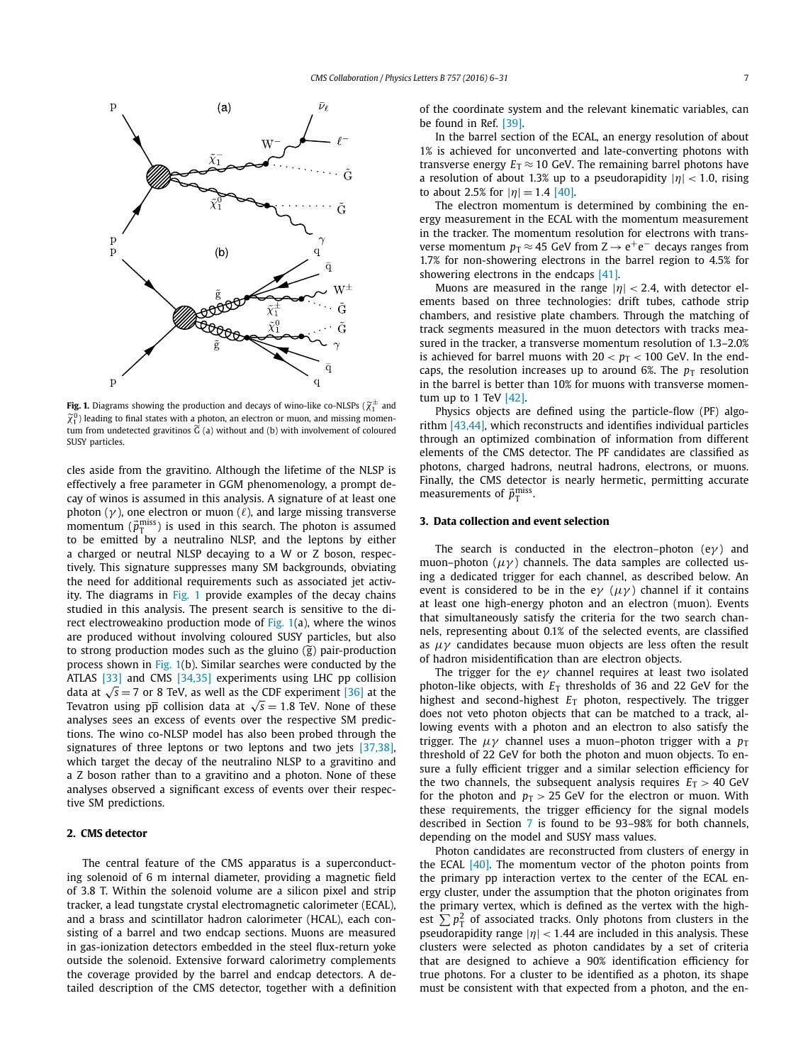**Fig. 1.** Diagrams showing the production and decays of wino-like co-NLSPs ($\widetilde{\chi}_1^{\pm}$ and $\widetilde{\chi}_1^0$) leading to final states with a photon, an electron or muon, and missing momentum from undetected gravitinos $\widetilde{G}$ (a) without and (b) with involvement of coloured SUSY particles.

cles aside from the gravitino. Although the lifetime of the NLSP is effectively a free parameter in GGM phenomenology, a prompt decay of winos is assumed in this analysis. A signature of at least one photon ($\gamma$), one electron or muon ($\ell$), and large missing transverse momentum ($\vec{p}_{\mathrm{T}}^{\,\mathrm{miss}}$) is used in this search. The photon is assumed to be emitted by a neutralino NLSP, and the leptons by either a charged or neutral NLSP decaying to a W or Z boson, respectively. This signature suppresses many SM backgrounds, obviating the need for additional requirements such as associated jet activity. The diagrams in Fig. 1 provide examples of the decay chains studied in this analysis. The present search is sensitive to the direct electroweakino production mode of Fig. 1(a), where the winos are produced without involving coloured SUSY particles, but also to strong production modes such as the gluino ($\widetilde{g}$) pair-production process shown in Fig. 1(b). Similar searches were conducted by the ATLAS [33] and CMS [34,35] experiments using LHC pp collision data at $\sqrt{s} = 7$ or 8 TeV, as well as the CDF experiment [36] at the Tevatron using $\mathrm{p\bar{p}}$ collision data at $\sqrt{s} = 1.8$ TeV. None of these analyses sees an excess of events over the respective SM predictions. The wino co-NLSP model has also been probed through the signatures of three leptons or two leptons and two jets [37,38], which target the decay of the neutralino NLSP to a gravitino and a Z boson rather than to a gravitino and a photon. None of these analyses observed a significant excess of events over their respective SM predictions.

## 2. CMS detector

The central feature of the CMS apparatus is a superconducting solenoid of 6 m internal diameter, providing a magnetic field of 3.8 T. Within the solenoid volume are a silicon pixel and strip tracker, a lead tungstate crystal electromagnetic calorimeter (ECAL), and a brass and scintillator hadron calorimeter (HCAL), each consisting of a barrel and two endcap sections. Muons are measured in gas-ionization detectors embedded in the steel flux-return yoke outside the solenoid. Extensive forward calorimetry complements the coverage provided by the barrel and endcap detectors. A detailed description of the CMS detector, together with a definition of the coordinate system and the relevant kinematic variables, can be found in Ref. [39].

In the barrel section of the ECAL, an energy resolution of about 1% is achieved for unconverted and late-converting photons with transverse energy $E_{\mathrm{T}} \approx 10$ GeV. The remaining barrel photons have a resolution of about 1.3% up to a pseudorapidity $|\eta| < 1.0$, rising to about 2.5% for $|\eta| = 1.4$ [40].

The electron momentum is determined by combining the energy measurement in the ECAL with the momentum measurement in the tracker. The momentum resolution for electrons with transverse momentum $p_{\mathrm{T}} \approx 45$ GeV from $\mathrm{Z} \to \mathrm{e^+e^-}$ decays ranges from 1.7% for non-showering electrons in the barrel region to 4.5% for showering electrons in the endcaps [41].

Muons are measured in the range $|\eta| < 2.4$, with detector elements based on three technologies: drift tubes, cathode strip chambers, and resistive plate chambers. Through the matching of track segments measured in the muon detectors with tracks measured in the tracker, a transverse momentum resolution of 1.3–2.0% is achieved for barrel muons with $20 < p_{\mathrm{T}} < 100$ GeV. In the endcaps, the resolution increases up to around 6%. The $p_{\mathrm{T}}$ resolution in the barrel is better than 10% for muons with transverse momentum up to 1 TeV [42].

Physics objects are defined using the particle-flow (PF) algorithm [43,44], which reconstructs and identifies individual particles through an optimized combination of information from different elements of the CMS detector. The PF candidates are classified as photons, charged hadrons, neutral hadrons, electrons, or muons. Finally, the CMS detector is nearly hermetic, permitting accurate measurements of $\vec{p}_{\mathrm{T}}^{\,\mathrm{miss}}$.

## 3. Data collection and event selection

The search is conducted in the electron–photon ($\mathrm{e}\gamma$) and muon–photon ($\mu\gamma$) channels. The data samples are collected using a dedicated trigger for each channel, as described below. An event is considered to be in the $\mathrm{e}\gamma$ ($\mu\gamma$) channel if it contains at least one high-energy photon and an electron (muon). Events that simultaneously satisfy the criteria for the two search channels, representing about 0.1% of the selected events, are classified as $\mu\gamma$ candidates because muon objects are less often the result of hadron misidentification than are electron objects.

The trigger for the $\mathrm{e}\gamma$ channel requires at least two isolated photon-like objects, with $E_{\mathrm{T}}$ thresholds of 36 and 22 GeV for the highest and second-highest $E_{\mathrm{T}}$ photon, respectively. The trigger does not veto photon objects that can be matched to a track, allowing events with a photon and an electron to also satisfy the trigger. The $\mu\gamma$ channel uses a muon–photon trigger with a $p_{\mathrm{T}}$ threshold of 22 GeV for both the photon and muon objects. To ensure a fully efficient trigger and a similar selection efficiency for the two channels, the subsequent analysis requires $E_{\mathrm{T}} > 40$ GeV for the photon and $p_{\mathrm{T}} > 25$ GeV for the electron or muon. With these requirements, the trigger efficiency for the signal models described in Section 7 is found to be 93–98% for both channels, depending on the model and SUSY mass values.

Photon candidates are reconstructed from clusters of energy in the ECAL [40]. The momentum vector of the photon points from the primary pp interaction vertex to the center of the ECAL energy cluster, under the assumption that the photon originates from the primary vertex, which is defined as the vertex with the highest $\sum p_{\mathrm{T}}^2$ of associated tracks. Only photons from clusters in the pseudorapidity range $|\eta| < 1.44$ are included in this analysis. These clusters were selected as photon candidates by a set of criteria that are designed to achieve a 90% identification efficiency for true photons. For a cluster to be identified as a photon, its shape must be consistent with that expected from a photon, and the en-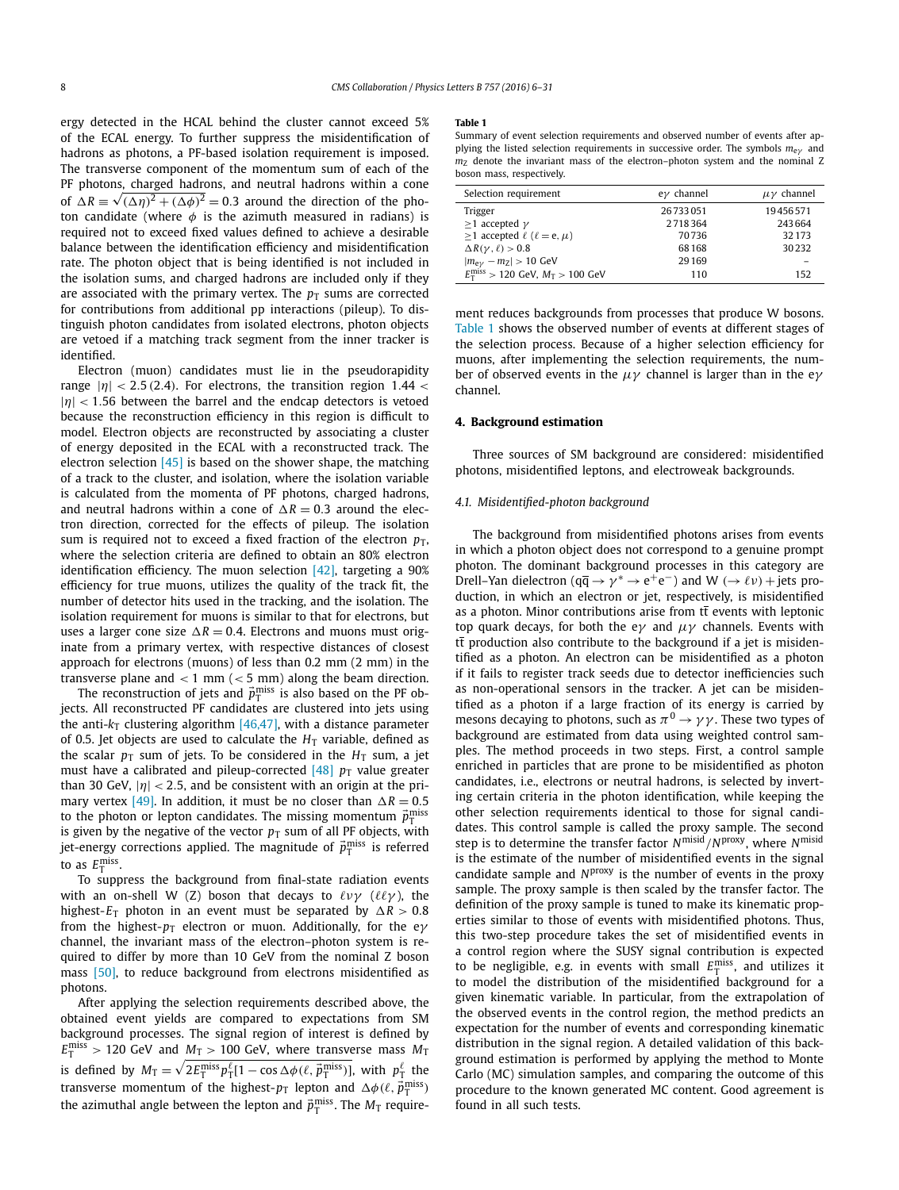ergy detected in the HCAL behind the cluster cannot exceed 5% of the ECAL energy. To further suppress the misidentification of hadrons as photons, a PF-based isolation requirement is imposed. The transverse component of the momentum sum of each of the PF photons, charged hadrons, and neutral hadrons within a cone of $\Delta R \equiv \sqrt{(\Delta\eta)^2 + (\Delta\phi)^2} = 0.3$ around the direction of the photon candidate (where $\phi$ is the azimuth measured in radians) is required not to exceed fixed values defined to achieve a desirable balance between the identification efficiency and misidentification rate. The photon object that is being identified is not included in the isolation sums, and charged hadrons are included only if they are associated with the primary vertex. The $p_T$ sums are corrected for contributions from additional pp interactions (pileup). To distinguish photon candidates from isolated electrons, photon objects are vetoed if a matching track segment from the inner tracker is identified.

Electron (muon) candidates must lie in the pseudorapidity range $|\eta| < 2.5\,(2.4)$. For electrons, the transition region $1.44 < |\eta| < 1.56$ between the barrel and the endcap detectors is vetoed because the reconstruction efficiency in this region is difficult to model. Electron objects are reconstructed by associating a cluster of energy deposited in the ECAL with a reconstructed track. The electron selection [45] is based on the shower shape, the matching of a track to the cluster, and isolation, where the isolation variable is calculated from the momenta of PF photons, charged hadrons, and neutral hadrons within a cone of $\Delta R = 0.3$ around the electron direction, corrected for the effects of pileup. The isolation sum is required not to exceed a fixed fraction of the electron $p_T$, where the selection criteria are defined to obtain an 80% electron identification efficiency. The muon selection [42], targeting a 90% efficiency for true muons, utilizes the quality of the track fit, the number of detector hits used in the tracking, and the isolation. The isolation requirement for muons is similar to that for electrons, but uses a larger cone size $\Delta R = 0.4$. Electrons and muons must originate from a primary vertex, with respective distances of closest approach for electrons (muons) of less than 0.2 mm (2 mm) in the transverse plane and $< 1$ mm ($< 5$ mm) along the beam direction.

The reconstruction of jets and $\vec{p}_T^{\,\text{miss}}$ is also based on the PF objects. All reconstructed PF candidates are clustered into jets using the anti-$k_T$ clustering algorithm [46,47], with a distance parameter of 0.5. Jet objects are used to calculate the $H_T$ variable, defined as the scalar $p_T$ sum of jets. To be considered in the $H_T$ sum, a jet must have a calibrated and pileup-corrected [48] $p_T$ value greater than 30 GeV, $|\eta| < 2.5$, and be consistent with an origin at the primary vertex [49]. In addition, it must be no closer than $\Delta R = 0.5$ to the photon or lepton candidates. The missing momentum $\vec{p}_T^{\,\text{miss}}$ is given by the negative of the vector $p_T$ sum of all PF objects, with jet-energy corrections applied. The magnitude of $\vec{p}_T^{\,\text{miss}}$ is referred to as $E_T^{\text{miss}}$.

To suppress the background from final-state radiation events with an on-shell W (Z) boson that decays to $\ell\nu\gamma$ ($\ell\ell\gamma$), the highest-$E_T$ photon in an event must be separated by $\Delta R > 0.8$ from the highest-$p_T$ electron or muon. Additionally, for the e$\gamma$ channel, the invariant mass of the electron–photon system is required to differ by more than 10 GeV from the nominal Z boson mass [50], to reduce background from electrons misidentified as photons.

After applying the selection requirements described above, the obtained event yields are compared to expectations from SM background processes. The signal region of interest is defined by $E_T^{\text{miss}} > 120$ GeV and $M_T > 100$ GeV, where transverse mass $M_T$ is defined by $M_T = \sqrt{2E_T^{\text{miss}} p_T^{\ell}[1 - \cos\Delta\phi(\ell, \vec{p}_T^{\,\text{miss}})]}$, with $p_T^{\ell}$ the transverse momentum of the highest-$p_T$ lepton and $\Delta\phi(\ell, \vec{p}_T^{\,\text{miss}})$ the azimuthal angle between the lepton and $\vec{p}_T^{\,\text{miss}}$. The $M_T$ requirement reduces backgrounds from processes that produce W bosons. Table 1 shows the observed number of events at different stages of the selection process. Because of a higher selection efficiency for muons, after implementing the selection requirements, the number of observed events in the $\mu\gamma$ channel is larger than in the e$\gamma$ channel.

**Table 1**

Summary of event selection requirements and observed number of events after applying the listed selection requirements in successive order. The symbols $m_{e\gamma}$ and $m_Z$ denote the invariant mass of the electron–photon system and the nominal Z boson mass, respectively.

| Selection requirement | e$\gamma$ channel | $\mu\gamma$ channel |
|---|---|---|
| Trigger | 26 733 051 | 19 456 571 |
| $\geq$1 accepted $\gamma$ | 2 718 364 | 243 664 |
| $\geq$1 accepted $\ell$ ($\ell$ = e, $\mu$) | 70 736 | 32 173 |
| $\Delta R(\gamma, \ell) > 0.8$ | 68 168 | 30 232 |
| $\|m_{e\gamma} - m_Z\| > 10$ GeV | 29 169 | – |
| $E_T^{\text{miss}} > 120$ GeV, $M_T > 100$ GeV | 110 | 152 |

## 4. Background estimation

Three sources of SM background are considered: misidentified photons, misidentified leptons, and electroweak backgrounds.

### 4.1. Misidentified-photon background

The background from misidentified photons arises from events in which a photon object does not correspond to a genuine prompt photon. The dominant background processes in this category are Drell–Yan dielectron ($q\bar{q} \to \gamma^* \to e^+e^-$) and W ($\to \ell\nu$) + jets production, in which an electron or jet, respectively, is misidentified as a photon. Minor contributions arise from $t\bar{t}$ events with leptonic top quark decays, for both the e$\gamma$ and $\mu\gamma$ channels. Events with $t\bar{t}$ production also contribute to the background if a jet is misidentified as a photon. An electron can be misidentified as a photon if it fails to register track seeds due to detector inefficiencies such as non-operational sensors in the tracker. A jet can be misidentified as a photon if a large fraction of its energy is carried by mesons decaying to photons, such as $\pi^0 \to \gamma\gamma$. These two types of background are estimated from data using weighted control samples. The method proceeds in two steps. First, a control sample enriched in particles that are prone to be misidentified as photon candidates, i.e., electrons or neutral hadrons, is selected by inverting certain criteria in the photon identification, while keeping the other selection requirements identical to those for signal candidates. This control sample is called the proxy sample. The second step is to determine the transfer factor $N^{\text{misid}}/N^{\text{proxy}}$, where $N^{\text{misid}}$ is the estimate of the number of misidentified events in the signal candidate sample and $N^{\text{proxy}}$ is the number of events in the proxy sample. The proxy sample is then scaled by the transfer factor. The definition of the proxy sample is tuned to make its kinematic properties similar to those of events with misidentified photons. Thus, this two-step procedure takes the set of misidentified events in a control region where the SUSY signal contribution is expected to be negligible, e.g. in events with small $E_T^{\text{miss}}$, and utilizes it to model the distribution of the misidentified background for a given kinematic variable. In particular, from the extrapolation of the observed events in the control region, the method predicts an expectation for the number of events and corresponding kinematic distribution in the signal region. A detailed validation of this background estimation is performed by applying the method to Monte Carlo (MC) simulation samples, and comparing the outcome of this procedure to the known generated MC content. Good agreement is found in all such tests.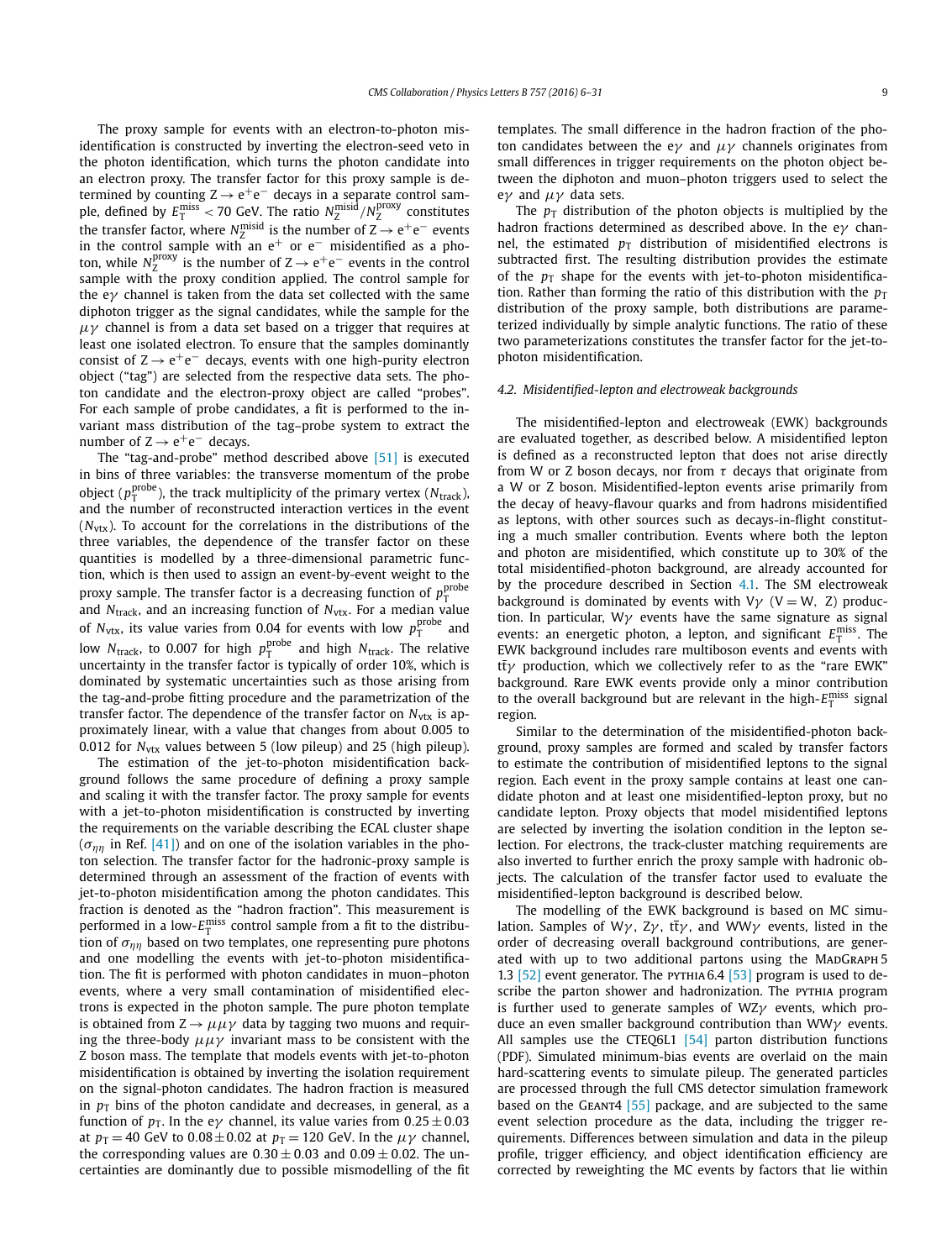The proxy sample for events with an electron-to-photon misidentification is constructed by inverting the electron-seed veto in the photon identification, which turns the photon candidate into an electron proxy. The transfer factor for this proxy sample is determined by counting $Z \to e^+e^-$ decays in a separate control sample, defined by $E_T^{miss} < 70$ GeV. The ratio $N_Z^{misid}/N_Z^{proxy}$ constitutes the transfer factor, where $N_Z^{misid}$ is the number of $Z \to e^+e^-$ events in the control sample with an $e^+$ or $e^-$ misidentified as a photon, while $N_Z^{proxy}$ is the number of $Z \to e^+e^-$ events in the control sample with the proxy condition applied. The control sample for the $e\gamma$ channel is taken from the data set collected with the same diphoton trigger as the signal candidates, while the sample for the $\mu\gamma$ channel is from a data set based on a trigger that requires at least one isolated electron. To ensure that the samples dominantly consist of $Z \to e^+e^-$ decays, events with one high-purity electron object ("tag") are selected from the respective data sets. The photon candidate and the electron-proxy object are called "probes". For each sample of probe candidates, a fit is performed to the invariant mass distribution of the tag–probe system to extract the number of $Z \to e^+e^-$ decays.

The "tag-and-probe" method described above [51] is executed in bins of three variables: the transverse momentum of the probe object ($p_T^{probe}$), the track multiplicity of the primary vertex ($N_{track}$), and the number of reconstructed interaction vertices in the event ($N_{vtx}$). To account for the correlations in the distributions of the three variables, the dependence of the transfer factor on these quantities is modelled by a three-dimensional parametric function, which is then used to assign an event-by-event weight to the proxy sample. The transfer factor is a decreasing function of $p_T^{probe}$ and $N_{track}$, and an increasing function of $N_{vtx}$. For a median value of $N_{vtx}$, its value varies from 0.04 for events with low $p_T^{probe}$ and low $N_{track}$, to 0.007 for high $p_T^{probe}$ and high $N_{track}$. The relative uncertainty in the transfer factor is typically of order 10%, which is dominated by systematic uncertainties such as those arising from the tag-and-probe fitting procedure and the parametrization of the transfer factor. The dependence of the transfer factor on $N_{vtx}$ is approximately linear, with a value that changes from about 0.005 to 0.012 for $N_{vtx}$ values between 5 (low pileup) and 25 (high pileup).

The estimation of the jet-to-photon misidentification background follows the same procedure of defining a proxy sample and scaling it with the transfer factor. The proxy sample for events with a jet-to-photon misidentification is constructed by inverting the requirements on the variable describing the ECAL cluster shape ($\sigma_{\eta\eta}$ in Ref. [41]) and on one of the isolation variables in the photon selection. The transfer factor for the hadronic-proxy sample is determined through an assessment of the fraction of events with jet-to-photon misidentification among the photon candidates. This fraction is denoted as the "hadron fraction". This measurement is performed in a low-$E_T^{miss}$ control sample from a fit to the distribution of $\sigma_{\eta\eta}$ based on two templates, one representing pure photons and one modelling the events with jet-to-photon misidentification. The fit is performed with photon candidates in muon–photon events, where a very small contamination of misidentified electrons is expected in the photon sample. The pure photon template is obtained from $Z \to \mu\mu\gamma$ data by tagging two muons and requiring the three-body $\mu\mu\gamma$ invariant mass to be consistent with the Z boson mass. The template that models events with jet-to-photon misidentification is obtained by inverting the isolation requirement on the signal-photon candidates. The hadron fraction is measured in $p_T$ bins of the photon candidate and decreases, in general, as a function of $p_T$. In the $e\gamma$ channel, its value varies from $0.25 \pm 0.03$ at $p_T = 40$ GeV to $0.08 \pm 0.02$ at $p_T = 120$ GeV. In the $\mu\gamma$ channel, the corresponding values are $0.30 \pm 0.03$ and $0.09 \pm 0.02$. The uncertainties are dominantly due to possible mismodelling of the fit templates. The small difference in the hadron fraction of the photon candidates between the $e\gamma$ and $\mu\gamma$ channels originates from small differences in trigger requirements on the photon object between the diphoton and muon–photon triggers used to select the $e\gamma$ and $\mu\gamma$ data sets.

The $p_T$ distribution of the photon objects is multiplied by the hadron fractions determined as described above. In the $e\gamma$ channel, the estimated $p_T$ distribution of misidentified electrons is subtracted first. The resulting distribution provides the estimate of the $p_T$ shape for the events with jet-to-photon misidentification. Rather than forming the ratio of this distribution with the $p_T$ distribution of the proxy sample, both distributions are parameterized individually by simple analytic functions. The ratio of these two parameterizations constitutes the transfer factor for the jet-to-photon misidentification.

### 4.2. Misidentified-lepton and electroweak backgrounds

The misidentified-lepton and electroweak (EWK) backgrounds are evaluated together, as described below. A misidentified lepton is defined as a reconstructed lepton that does not arise directly from W or Z boson decays, nor from $\tau$ decays that originate from a W or Z boson. Misidentified-lepton events arise primarily from the decay of heavy-flavour quarks and from hadrons misidentified as leptons, with other sources such as decays-in-flight constituting a much smaller contribution. Events where both the lepton and photon are misidentified, which constitute up to 30% of the total misidentified-photon background, are already accounted for by the procedure described in Section 4.1. The SM electroweak background is dominated by events with $V\gamma$ ($V = W, Z$) production. In particular, $W\gamma$ events have the same signature as signal events: an energetic photon, a lepton, and significant $E_T^{miss}$. The EWK background includes rare multiboson events and events with $t\bar{t}\gamma$ production, which we collectively refer to as the "rare EWK" background. Rare EWK events provide only a minor contribution to the overall background but are relevant in the high-$E_T^{miss}$ signal region.

Similar to the determination of the misidentified-photon background, proxy samples are formed and scaled by transfer factors to estimate the contribution of misidentified leptons to the signal region. Each event in the proxy sample contains at least one candidate photon and at least one misidentified-lepton proxy, but no candidate lepton. Proxy objects that model misidentified leptons are selected by inverting the isolation condition in the lepton selection. For electrons, the track-cluster matching requirements are also inverted to further enrich the proxy sample with hadronic objects. The calculation of the transfer factor used to evaluate the misidentified-lepton background is described below.

The modelling of the EWK background is based on MC simulation. Samples of $W\gamma$, $Z\gamma$, $t\bar{t}\gamma$, and $WW\gamma$ events, listed in the order of decreasing overall background contributions, are generated with up to two additional partons using the MadGraph 5 1.3 [52] event generator. The pythia 6.4 [53] program is used to describe the parton shower and hadronization. The pythia program is further used to generate samples of $WZ\gamma$ events, which produce an even smaller background contribution than $WW\gamma$ events. All samples use the CTEQ6L1 [54] parton distribution functions (PDF). Simulated minimum-bias events are overlaid on the main hard-scattering events to simulate pileup. The generated particles are processed through the full CMS detector simulation framework based on the Geant4 [55] package, and are subjected to the same event selection procedure as the data, including the trigger requirements. Differences between simulation and data in the pileup profile, trigger efficiency, and object identification efficiency are corrected by reweighting the MC events by factors that lie within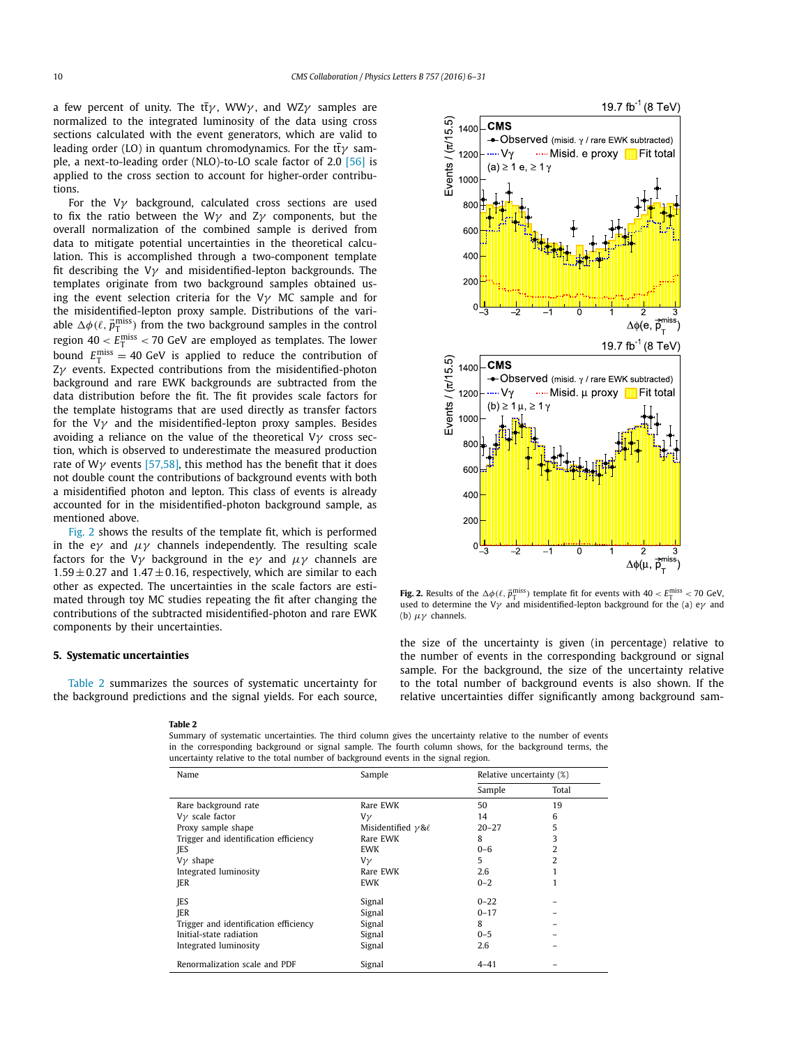a few percent of unity. The $t\bar{t}\gamma$, $WW\gamma$, and $WZ\gamma$ samples are normalized to the integrated luminosity of the data using cross sections calculated with the event generators, which are valid to leading order (LO) in quantum chromodynamics. For the $t\bar{t}\gamma$ sample, a next-to-leading order (NLO)-to-LO scale factor of 2.0 [56] is applied to the cross section to account for higher-order contributions.

For the $V\gamma$ background, calculated cross sections are used to fix the ratio between the $W\gamma$ and $Z\gamma$ components, but the overall normalization of the combined sample is derived from data to mitigate potential uncertainties in the theoretical calculation. This is accomplished through a two-component template fit describing the $V\gamma$ and misidentified-lepton backgrounds. The templates originate from two background samples obtained using the event selection criteria for the $V\gamma$ MC sample and for the misidentified-lepton proxy sample. Distributions of the variable $\Delta\phi(\ell, \vec{p}_{\mathrm{T}}^{\mathrm{miss}})$ from the two background samples in the control region $40 < E_{\mathrm{T}}^{\mathrm{miss}} < 70$ GeV are employed as templates. The lower bound $E_{\mathrm{T}}^{\mathrm{miss}} = 40$ GeV is applied to reduce the contribution of $Z\gamma$ events. Expected contributions from the misidentified-photon background and rare EWK backgrounds are subtracted from the data distribution before the fit. The fit provides scale factors for the template histograms that are used directly as transfer factors for the $V\gamma$ and the misidentified-lepton proxy samples. Besides avoiding a reliance on the value of the theoretical $V\gamma$ cross section, which is observed to underestimate the measured production rate of $W\gamma$ events [57,58], this method has the benefit that it does not double count the contributions of background events with both a misidentified photon and lepton. This class of events is already accounted for in the misidentified-photon background sample, as mentioned above.

Fig. 2 shows the results of the template fit, which is performed in the $e\gamma$ and $\mu\gamma$ channels independently. The resulting scale factors for the $V\gamma$ background in the $e\gamma$ and $\mu\gamma$ channels are $1.59 \pm 0.27$ and $1.47 \pm 0.16$, respectively, which are similar to each other as expected. The uncertainties in the scale factors are estimated through toy MC studies repeating the fit after changing the contributions of the subtracted misidentified-photon and rare EWK components by their uncertainties.

**Fig. 2.** Results of the $\Delta\phi(\ell, \vec{p}_{\mathrm{T}}^{\mathrm{miss}})$ template fit for events with $40 < E_{\mathrm{T}}^{\mathrm{miss}} < 70$ GeV, used to determine the $V\gamma$ and misidentified-lepton background for the (a) $e\gamma$ and (b) $\mu\gamma$ channels.

## 5. Systematic uncertainties

Table 2 summarizes the sources of systematic uncertainty for the background predictions and the signal yields. For each source, the size of the uncertainty is given (in percentage) relative to the number of events in the corresponding background or signal sample. For the background, the size of the uncertainty relative to the total number of background events is also shown. If the relative uncertainties differ significantly among background sam-

**Table 2**
Summary of systematic uncertainties. The third column gives the uncertainty relative to the number of events in the corresponding background or signal sample. The fourth column shows, for the background terms, the uncertainty relative to the total number of background events in the signal region.

| Name | Sample | Relative uncertainty (%) | |
|---|---|---|---|
| | | Sample | Total |
| Rare background rate | Rare EWK | 50 | 19 |
| $V\gamma$ scale factor | $V\gamma$ | 14 | 6 |
| Proxy sample shape | Misidentified $\gamma$&$\ell$ | 20–27 | 5 |
| Trigger and identification efficiency | Rare EWK | 8 | 3 |
| JES | EWK | 0–6 | 2 |
| $V\gamma$ shape | $V\gamma$ | 5 | 2 |
| Integrated luminosity | Rare EWK | 2.6 | 1 |
| JER | EWK | 0–2 | 1 |
| JES | Signal | 0–22 | – |
| JER | Signal | 0–17 | – |
| Trigger and identification efficiency | Signal | 8 | – |
| Initial-state radiation | Signal | 0–5 | – |
| Integrated luminosity | Signal | 2.6 | – |
| Renormalization scale and PDF | Signal | 4–41 | – |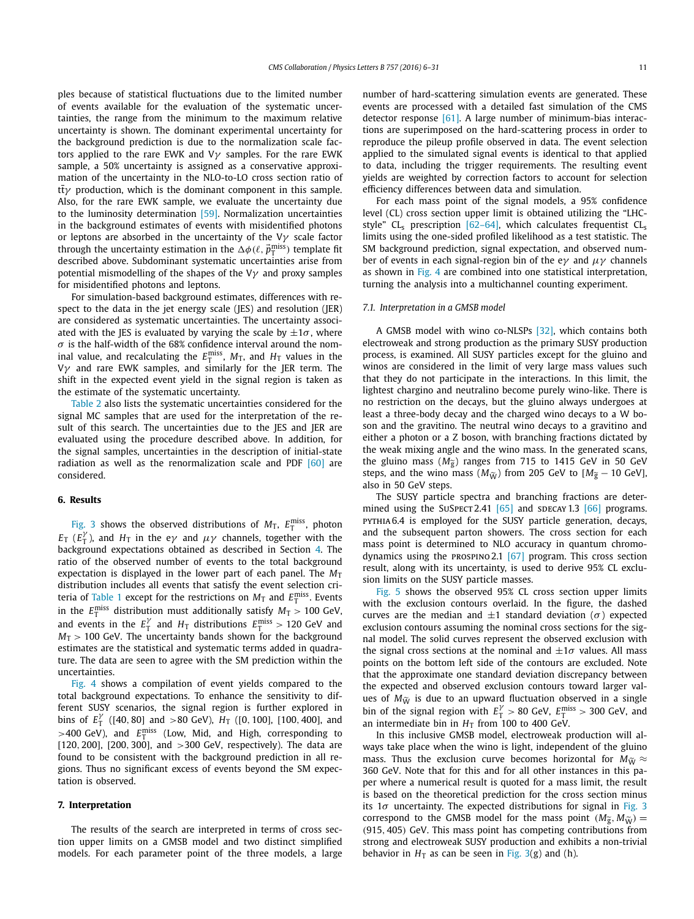ples because of statistical fluctuations due to the limited number of events available for the evaluation of the systematic uncertainties, the range from the minimum to the maximum relative uncertainty is shown. The dominant experimental uncertainty for the background prediction is due to the normalization scale factors applied to the rare EWK and V$\gamma$ samples. For the rare EWK sample, a 50% uncertainty is assigned as a conservative approximation of the uncertainty in the NLO-to-LO cross section ratio of $t\bar{t}\gamma$ production, which is the dominant component in this sample. Also, for the rare EWK sample, we evaluate the uncertainty due to the luminosity determination [59]. Normalization uncertainties in the background estimates of events with misidentified photons or leptons are absorbed in the uncertainty of the V$\gamma$ scale factor through the uncertainty estimation in the $\Delta\phi(\ell, \vec{p}_{\mathrm{T}}^{\mathrm{miss}})$ template fit described above. Subdominant systematic uncertainties arise from potential mismodelling of the shapes of the V$\gamma$ and proxy samples for misidentified photons and leptons.

For simulation-based background estimates, differences with respect to the data in the jet energy scale (JES) and resolution (JER) are considered as systematic uncertainties. The uncertainty associated with the JES is evaluated by varying the scale by $\pm 1\sigma$, where $\sigma$ is the half-width of the 68% confidence interval around the nominal value, and recalculating the $E_{\mathrm{T}}^{\mathrm{miss}}$, $M_{\mathrm{T}}$, and $H_{\mathrm{T}}$ values in the V$\gamma$ and rare EWK samples, and similarly for the JER term. The shift in the expected event yield in the signal region is taken as the estimate of the systematic uncertainty.

Table 2 also lists the systematic uncertainties considered for the signal MC samples that are used for the interpretation of the result of this search. The uncertainties due to the JES and JER are evaluated using the procedure described above. In addition, for the signal samples, uncertainties in the description of initial-state radiation as well as the renormalization scale and PDF [60] are considered.

## 6. Results

Fig. 3 shows the observed distributions of $M_{\mathrm{T}}$, $E_{\mathrm{T}}^{\mathrm{miss}}$, photon $E_{\mathrm{T}}$ ($E_{\mathrm{T}}^{\gamma}$), and $H_{\mathrm{T}}$ in the e$\gamma$ and $\mu\gamma$ channels, together with the background expectations obtained as described in Section 4. The ratio of the observed number of events to the total background expectation is displayed in the lower part of each panel. The $M_{\mathrm{T}}$ distribution includes all events that satisfy the event selection criteria of Table 1 except for the restrictions on $M_{\mathrm{T}}$ and $E_{\mathrm{T}}^{\mathrm{miss}}$. Events in the $E_{\mathrm{T}}^{\mathrm{miss}}$ distribution must additionally satisfy $M_{\mathrm{T}} > 100$ GeV, and events in the $E_{\mathrm{T}}^{\gamma}$ and $H_{\mathrm{T}}$ distributions $E_{\mathrm{T}}^{\mathrm{miss}} > 120$ GeV and $M_{\mathrm{T}} > 100$ GeV. The uncertainty bands shown for the background estimates are the statistical and systematic terms added in quadrature. The data are seen to agree with the SM prediction within the uncertainties.

Fig. 4 shows a compilation of event yields compared to the total background expectations. To enhance the sensitivity to different SUSY scenarios, the signal region is further explored in bins of $E_{\mathrm{T}}^{\gamma}$ ([40, 80] and >80 GeV), $H_{\mathrm{T}}$ ([0, 100], [100, 400], and >400 GeV), and $E_{\mathrm{T}}^{\mathrm{miss}}$ (Low, Mid, and High, corresponding to [120, 200], [200, 300], and >300 GeV, respectively). The data are found to be consistent with the background prediction in all regions. Thus no significant excess of events beyond the SM expectation is observed.

## 7. Interpretation

The results of the search are interpreted in terms of cross section upper limits on a GMSB model and two distinct simplified models. For each parameter point of the three models, a large number of hard-scattering simulation events are generated. These events are processed with a detailed fast simulation of the CMS detector response [61]. A large number of minimum-bias interactions are superimposed on the hard-scattering process in order to reproduce the pileup profile observed in data. The event selection applied to the simulated signal events is identical to that applied to data, including the trigger requirements. The resulting event yields are weighted by correction factors to account for selection efficiency differences between data and simulation.

For each mass point of the signal models, a 95% confidence level (CL) cross section upper limit is obtained utilizing the "LHC-style" $\mathrm{CL_s}$ prescription [62–64], which calculates frequentist $\mathrm{CL_s}$ limits using the one-sided profiled likelihood as a test statistic. The SM background prediction, signal expectation, and observed number of events in each signal-region bin of the e$\gamma$ and $\mu\gamma$ channels as shown in Fig. 4 are combined into one statistical interpretation, turning the analysis into a multichannel counting experiment.

### 7.1. Interpretation in a GMSB model

A GMSB model with wino co-NLSPs [32], which contains both electroweak and strong production as the primary SUSY production process, is examined. All SUSY particles except for the gluino and winos are considered in the limit of very large mass values such that they do not participate in the interactions. In this limit, the lightest chargino and neutralino become purely wino-like. There is no restriction on the decays, but the gluino always undergoes at least a three-body decay and the charged wino decays to a W boson and the gravitino. The neutral wino decays to a gravitino and either a photon or a Z boson, with branching fractions dictated by the weak mixing angle and the wino mass. In the generated scans, the gluino mass ($M_{\tilde{g}}$) ranges from 715 to 1415 GeV in 50 GeV steps, and the wino mass ($M_{\widetilde{W}}$) from 205 GeV to [$M_{\tilde{g}} - 10$ GeV], also in 50 GeV steps.

The SUSY particle spectra and branching fractions are determined using the SuSpect 2.41 [65] and SDECAY 1.3 [66] programs. PYTHIA 6.4 is employed for the SUSY particle generation, decays, and the subsequent parton showers. The cross section for each mass point is determined to NLO accuracy in quantum chromodynamics using the PROSPINO 2.1 [67] program. This cross section result, along with its uncertainty, is used to derive 95% CL exclusion limits on the SUSY particle masses.

Fig. 5 shows the observed 95% CL cross section upper limits with the exclusion contours overlaid. In the figure, the dashed curves are the median and $\pm 1$ standard deviation ($\sigma$) expected exclusion contours assuming the nominal cross sections for the signal model. The solid curves represent the observed exclusion with the signal cross sections at the nominal and $\pm 1\sigma$ values. All mass points on the bottom left side of the contours are excluded. Note that the approximate one standard deviation discrepancy between the expected and observed exclusion contours toward larger values of $M_{\widetilde{W}}$ is due to an upward fluctuation observed in a single bin of the signal region with $E_{\mathrm{T}}^{\gamma} > 80$ GeV, $E_{\mathrm{T}}^{\mathrm{miss}} > 300$ GeV, and an intermediate bin in $H_{\mathrm{T}}$ from 100 to 400 GeV.

In this inclusive GMSB model, electroweak production will always take place when the wino is light, independent of the gluino mass. Thus the exclusion curve becomes horizontal for $M_{\widetilde{W}} \approx 360$ GeV. Note that for this and for all other instances in this paper where a numerical result is quoted for a mass limit, the result is based on the theoretical prediction for the cross section minus its $1\sigma$ uncertainty. The expected distributions for signal in Fig. 3 correspond to the GMSB model for the mass point $(M_{\tilde{g}}, M_{\widetilde{W}}) = (915, 405)$ GeV. This mass point has competing contributions from strong and electroweak SUSY production and exhibits a non-trivial behavior in $H_{\mathrm{T}}$ as can be seen in Fig. 3(g) and (h).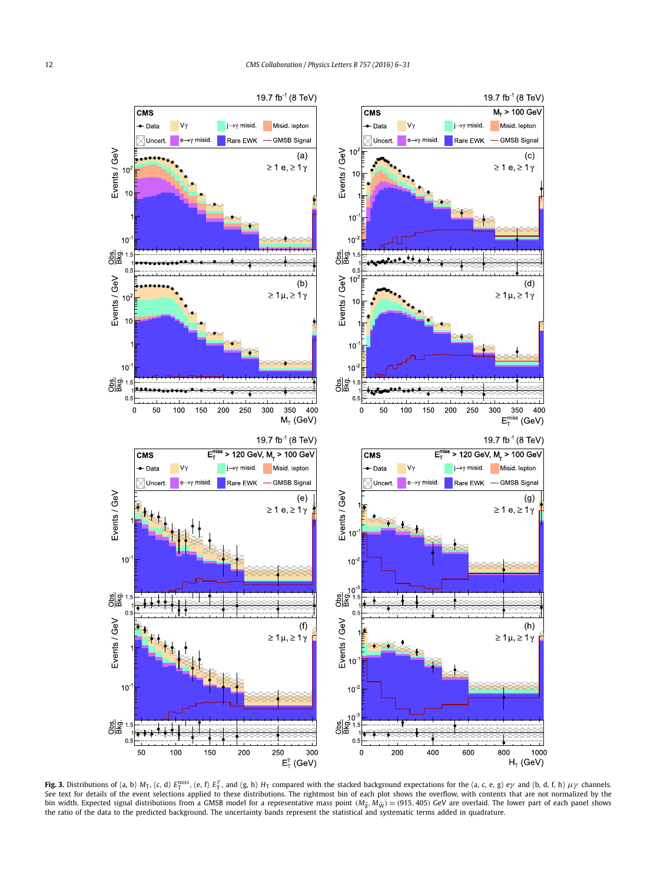**Fig. 3.** Distributions of (a, b) $M_T$, (c, d) $E_T^{miss}$, (e, f) $E_T^{\gamma}$, and (g, h) $H_T$ compared with the stacked background expectations for the (a, c, e, g) $e\gamma$ and (b, d, f, h) $\mu\gamma$ channels. See text for details of the event selections applied to these distributions. The rightmost bin of each plot shows the overflow, with contents that are not normalized by the bin width. Expected signal distributions from a GMSB model for a representative mass point $(M_{\tilde{g}}, M_{\tilde{W}}) = (915, 405)$ GeV are overlaid. The lower part of each panel shows the ratio of the data to the predicted background. The uncertainty bands represent the statistical and systematic terms added in quadrature.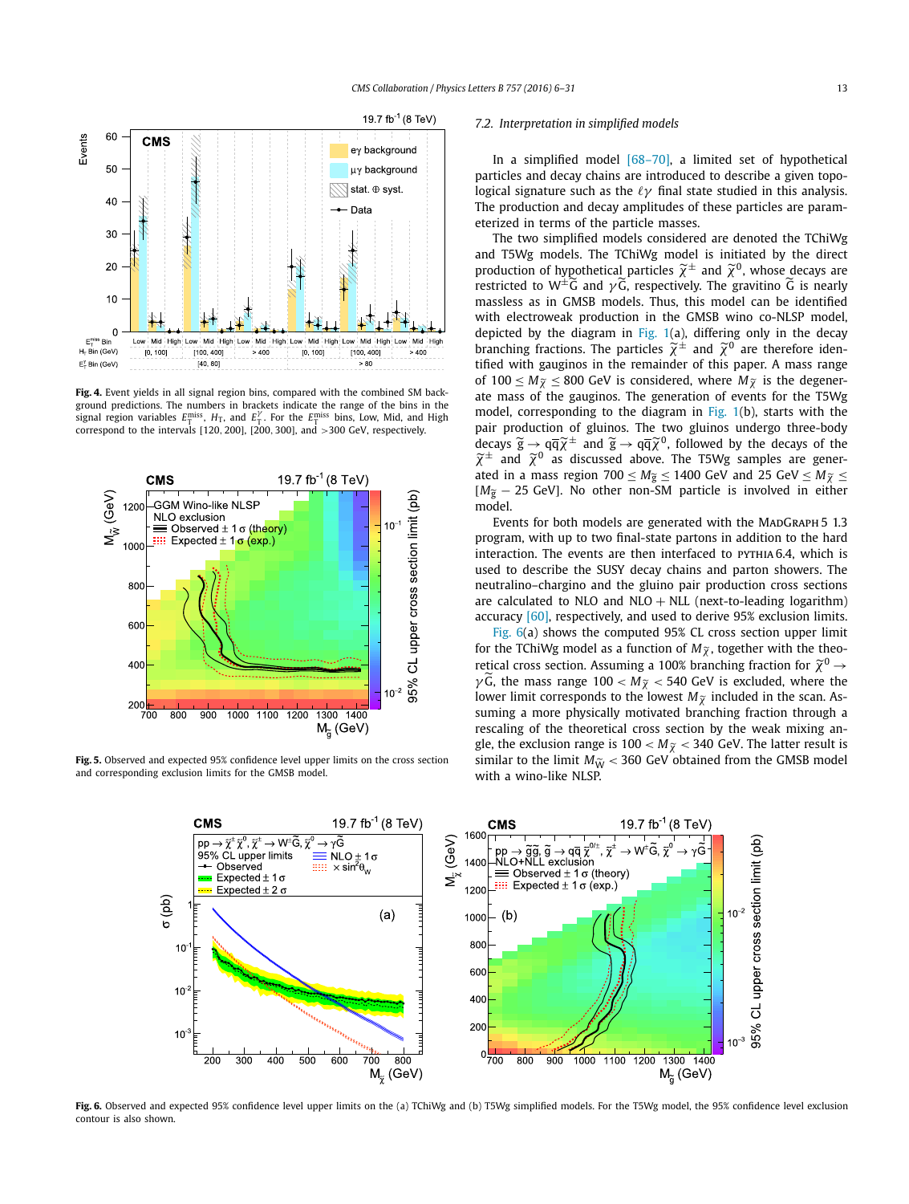**Fig. 4.** Event yields in all signal region bins, compared with the combined SM background predictions. The numbers in brackets indicate the range of the bins in the signal region variables $E_T^{miss}$, $H_T$, and $E_T^{\gamma}$. For the $E_T^{miss}$ bins, Low, Mid, and High correspond to the intervals [120, 200], [200, 300], and >300 GeV, respectively.

**Fig. 5.** Observed and expected 95% confidence level upper limits on the cross section and corresponding exclusion limits for the GMSB model.

### 7.2. Interpretation in simplified models

In a simplified model [68–70], a limited set of hypothetical particles and decay chains are introduced to describe a given topological signature such as the $\ell\gamma$ final state studied in this analysis. The production and decay amplitudes of these particles are parameterized in terms of the particle masses.

The two simplified models considered are denoted the TChiWg and T5Wg models. The TChiWg model is initiated by the direct production of hypothetical particles $\widetilde{\chi}^{\pm}$ and $\widetilde{\chi}^{0}$, whose decays are restricted to $W^{\pm}\widetilde{G}$ and $\gamma\widetilde{G}$, respectively. The gravitino $\widetilde{G}$ is nearly massless as in GMSB models. Thus, this model can be identified with electroweak production in the GMSB wino co-NLSP model, depicted by the diagram in Fig. 1(a), differing only in the decay branching fractions. The particles $\widetilde{\chi}^{\pm}$ and $\widetilde{\chi}^{0}$ are therefore identified with gauginos in the remainder of this paper. A mass range of $100 \leq M_{\widetilde{\chi}} \leq 800$ GeV is considered, where $M_{\widetilde{\chi}}$ is the degenerate mass of the gauginos. The generation of events for the T5Wg model, corresponding to the diagram in Fig. 1(b), starts with the pair production of gluinos. The two gluinos undergo three-body decays $\widetilde{g} \to q\bar{q}\widetilde{\chi}^{\pm}$ and $\widetilde{g} \to q\bar{q}\widetilde{\chi}^{0}$, followed by the decays of the $\widetilde{\chi}^{\pm}$ and $\widetilde{\chi}^{0}$ as discussed above. The T5Wg samples are generated in a mass region $700 \leq M_{\widetilde{g}} \leq 1400$ GeV and $25 \text{ GeV} \leq M_{\widetilde{\chi}} \leq [M_{\widetilde{g}} - 25 \text{ GeV}]$. No other non-SM particle is involved in either model.

Events for both models are generated with the MadGraph 5 1.3 program, with up to two final-state partons in addition to the hard interaction. The events are then interfaced to pythia 6.4, which is used to describe the SUSY decay chains and parton showers. The neutralino–chargino and the gluino pair production cross sections are calculated to NLO and NLO + NLL (next-to-leading logarithm) accuracy [60], respectively, and used to derive 95% exclusion limits.

Fig. 6(a) shows the computed 95% CL cross section upper limit for the TChiWg model as a function of $M_{\widetilde{\chi}}$, together with the theoretical cross section. Assuming a 100% branching fraction for $\widetilde{\chi}^{0} \to \gamma\widetilde{G}$, the mass range $100 < M_{\widetilde{\chi}} < 540$ GeV is excluded, where the lower limit corresponds to the lowest $M_{\widetilde{\chi}}$ included in the scan. Assuming a more physically motivated branching fraction through a rescaling of the theoretical cross section by the weak mixing angle, the exclusion range is $100 < M_{\widetilde{\chi}} < 340$ GeV. The latter result is similar to the limit $M_{\widetilde{W}} < 360$ GeV obtained from the GMSB model with a wino-like NLSP.

**Fig. 6.** Observed and expected 95% confidence level upper limits on the (a) TChiWg and (b) T5Wg simplified models. For the T5Wg model, the 95% confidence level exclusion contour is also shown.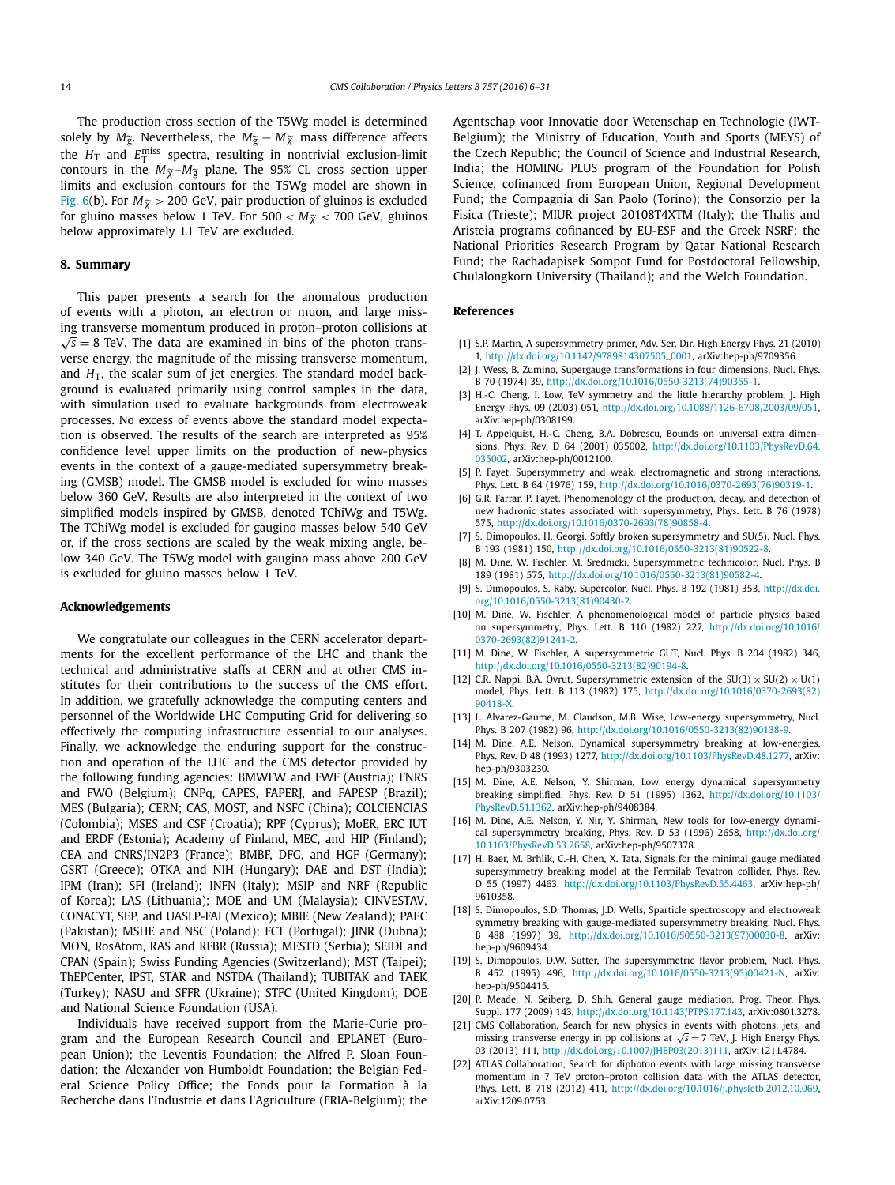The production cross section of the T5Wg model is determined solely by $M_{\tilde{g}}$. Nevertheless, the $M_{\tilde{g}} - M_{\tilde{\chi}}$ mass difference affects the $H_T$ and $E_T^{miss}$ spectra, resulting in nontrivial exclusion-limit contours in the $M_{\tilde{\chi}}$–$M_{\tilde{g}}$ plane. The 95% CL cross section upper limits and exclusion contours for the T5Wg model are shown in Fig. 6(b). For $M_{\tilde{\chi}} > 200$ GeV, pair production of gluinos is excluded for gluino masses below 1 TeV. For $500 < M_{\tilde{\chi}} < 700$ GeV, gluinos below approximately 1.1 TeV are excluded.

## 8. Summary

This paper presents a search for the anomalous production of events with a photon, an electron or muon, and large missing transverse momentum produced in proton–proton collisions at $\sqrt{s} = 8$ TeV. The data are examined in bins of the photon transverse energy, the magnitude of the missing transverse momentum, and $H_T$, the scalar sum of jet energies. The standard model background is evaluated primarily using control samples in the data, with simulation used to evaluate backgrounds from electroweak processes. No excess of events above the standard model expectation is observed. The results of the search are interpreted as 95% confidence level upper limits on the production of new-physics events in the context of a gauge-mediated supersymmetry breaking (GMSB) model. The GMSB model is excluded for wino masses below 360 GeV. Results are also interpreted in the context of two simplified models inspired by GMSB, denoted TChiWg and T5Wg. The TChiWg model is excluded for gaugino masses below 540 GeV or, if the cross sections are scaled by the weak mixing angle, below 340 GeV. The T5Wg model with gaugino mass above 200 GeV is excluded for gluino masses below 1 TeV.

## Acknowledgements

We congratulate our colleagues in the CERN accelerator departments for the excellent performance of the LHC and thank the technical and administrative staffs at CERN and at other CMS institutes for their contributions to the success of the CMS effort. In addition, we gratefully acknowledge the computing centers and personnel of the Worldwide LHC Computing Grid for delivering so effectively the computing infrastructure essential to our analyses. Finally, we acknowledge the enduring support for the construction and operation of the LHC and the CMS detector provided by the following funding agencies: BMWFW and FWF (Austria); FNRS and FWO (Belgium); CNPq, CAPES, FAPERJ, and FAPESP (Brazil); MES (Bulgaria); CERN; CAS, MOST, and NSFC (China); COLCIENCIAS (Colombia); MSES and CSF (Croatia); RPF (Cyprus); MoER, ERC IUT and ERDF (Estonia); Academy of Finland, MEC, and HIP (Finland); CEA and CNRS/IN2P3 (France); BMBF, DFG, and HGF (Germany); GSRT (Greece); OTKA and NIH (Hungary); DAE and DST (India); IPM (Iran); SFI (Ireland); INFN (Italy); MSIP and NRF (Republic of Korea); LAS (Lithuania); MOE and UM (Malaysia); CINVESTAV, CONACYT, SEP, and UASLP-FAI (Mexico); MBIE (New Zealand); PAEC (Pakistan); MSHE and NSC (Poland); FCT (Portugal); JINR (Dubna); MON, RosAtom, RAS and RFBR (Russia); MESTD (Serbia); SEIDI and CPAN (Spain); Swiss Funding Agencies (Switzerland); MST (Taipei); ThEPCenter, IPST, STAR and NSTDA (Thailand); TUBITAK and TAEK (Turkey); NASU and SFFR (Ukraine); STFC (United Kingdom); DOE and National Science Foundation (USA).

Individuals have received support from the Marie-Curie program and the European Research Council and EPLANET (European Union); the Leventis Foundation; the Alfred P. Sloan Foundation; the Alexander von Humboldt Foundation; the Belgian Federal Science Policy Office; the Fonds pour la Formation à la Recherche dans l'Industrie et dans l'Agriculture (FRIA-Belgium); the Agentschap voor Innovatie door Wetenschap en Technologie (IWT-Belgium); the Ministry of Education, Youth and Sports (MEYS) of the Czech Republic; the Council of Science and Industrial Research, India; the HOMING PLUS program of the Foundation for Polish Science, cofinanced from European Union, Regional Development Fund; the Compagnia di San Paolo (Torino); the Consorzio per la Fisica (Trieste); MIUR project 20108T4XTM (Italy); the Thalis and Aristeia programs cofinanced by EU-ESF and the Greek NSRF; the National Priorities Research Program by Qatar National Research Fund; the Rachadapisek Sompot Fund for Postdoctoral Fellowship, Chulalongkorn University (Thailand); and the Welch Foundation.

## References

[1] S.P. Martin, A supersymmetry primer, Adv. Ser. Dir. High Energy Phys. 21 (2010) 1, http://dx.doi.org/10.1142/9789814307505_0001, arXiv:hep-ph/9709356.

[2] J. Wess, B. Zumino, Supergauge transformations in four dimensions, Nucl. Phys. B 70 (1974) 39, http://dx.doi.org/10.1016/0550-3213(74)90355-1.

[3] H.-C. Cheng, I. Low, TeV symmetry and the little hierarchy problem, J. High Energy Phys. 09 (2003) 051, http://dx.doi.org/10.1088/1126-6708/2003/09/051, arXiv:hep-ph/0308199.

[4] T. Appelquist, H.-C. Cheng, B.A. Dobrescu, Bounds on universal extra dimensions, Phys. Rev. D 64 (2001) 035002, http://dx.doi.org/10.1103/PhysRevD.64.035002, arXiv:hep-ph/0012100.

[5] P. Fayet, Supersymmetry and weak, electromagnetic and strong interactions, Phys. Lett. B 64 (1976) 159, http://dx.doi.org/10.1016/0370-2693(76)90319-1.

[6] G.R. Farrar, P. Fayet, Phenomenology of the production, decay, and detection of new hadronic states associated with supersymmetry, Phys. Lett. B 76 (1978) 575, http://dx.doi.org/10.1016/0370-2693(78)90858-4.

[7] S. Dimopoulos, H. Georgi, Softly broken supersymmetry and SU(5), Nucl. Phys. B 193 (1981) 150, http://dx.doi.org/10.1016/0550-3213(81)90522-8.

[8] M. Dine, W. Fischler, M. Srednicki, Supersymmetric technicolor, Nucl. Phys. B 189 (1981) 575, http://dx.doi.org/10.1016/0550-3213(81)90582-4.

[9] S. Dimopoulos, S. Raby, Supercolor, Nucl. Phys. B 192 (1981) 353, http://dx.doi.org/10.1016/0550-3213(81)90430-2.

[10] M. Dine, W. Fischler, A phenomenological model of particle physics based on supersymmetry, Phys. Lett. B 110 (1982) 227, http://dx.doi.org/10.1016/0370-2693(82)91241-2.

[11] M. Dine, W. Fischler, A supersymmetric GUT, Nucl. Phys. B 204 (1982) 346, http://dx.doi.org/10.1016/0550-3213(82)90194-8.

[12] C.R. Nappi, B.A. Ovrut, Supersymmetric extension of the SU(3) × SU(2) × U(1) model, Phys. Lett. B 113 (1982) 175, http://dx.doi.org/10.1016/0370-2693(82)90418-X.

[13] L. Alvarez-Gaume, M. Claudson, M.B. Wise, Low-energy supersymmetry, Nucl. Phys. B 207 (1982) 96, http://dx.doi.org/10.1016/0550-3213(82)90138-9.

[14] M. Dine, A.E. Nelson, Dynamical supersymmetry breaking at low-energies, Phys. Rev. D 48 (1993) 1277, http://dx.doi.org/10.1103/PhysRevD.48.1277, arXiv:hep-ph/9303230.

[15] M. Dine, A.E. Nelson, Y. Shirman, Low energy dynamical supersymmetry breaking simplified, Phys. Rev. D 51 (1995) 1362, http://dx.doi.org/10.1103/PhysRevD.51.1362, arXiv:hep-ph/9408384.

[16] M. Dine, A.E. Nelson, Y. Nir, Y. Shirman, New tools for low-energy dynamical supersymmetry breaking, Phys. Rev. D 53 (1996) 2658, http://dx.doi.org/10.1103/PhysRevD.53.2658, arXiv:hep-ph/9507378.

[17] H. Baer, M. Brhlik, C.-H. Chen, X. Tata, Signals for the minimal gauge mediated supersymmetry breaking model at the Fermilab Tevatron collider, Phys. Rev. D 55 (1997) 4463, http://dx.doi.org/10.1103/PhysRevD.55.4463, arXiv:hep-ph/9610358.

[18] S. Dimopoulos, S.D. Thomas, J.D. Wells, Sparticle spectroscopy and electroweak symmetry breaking with gauge-mediated supersymmetry breaking, Nucl. Phys. B 488 (1997) 39, http://dx.doi.org/10.1016/S0550-3213(97)00030-8, arXiv:hep-ph/9609434.

[19] S. Dimopoulos, D.W. Sutter, The supersymmetric flavor problem, Nucl. Phys. B 452 (1995) 496, http://dx.doi.org/10.1016/0550-3213(95)00421-N, arXiv:hep-ph/9504415.

[20] P. Meade, N. Seiberg, D. Shih, General gauge mediation, Prog. Theor. Phys. Suppl. 177 (2009) 143, http://dx.doi.org/10.1143/PTPS.177.143, arXiv:0801.3278.

[21] CMS Collaboration, Search for new physics in events with photons, jets, and missing transverse energy in pp collisions at $\sqrt{s} = 7$ TeV, J. High Energy Phys. 03 (2013) 111, http://dx.doi.org/10.1007/JHEP03(2013)111, arXiv:1211.4784.

[22] ATLAS Collaboration, Search for diphoton events with large missing transverse momentum in 7 TeV proton–proton collision data with the ATLAS detector, Phys. Lett. B 718 (2012) 411, http://dx.doi.org/10.1016/j.physletb.2012.10.069, arXiv:1209.0753.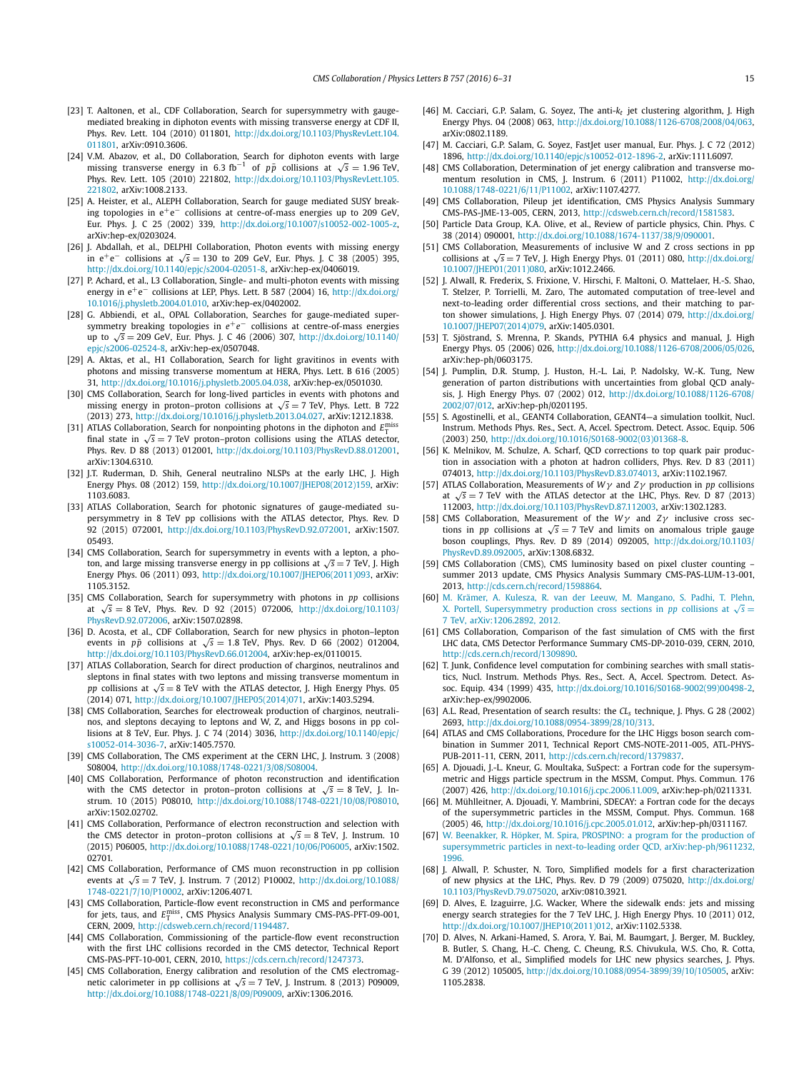[23] T. Aaltonen, et al., CDF Collaboration, Search for supersymmetry with gauge-mediated breaking in diphoton events with missing transverse energy at CDF II, Phys. Rev. Lett. 104 (2010) 011801, http://dx.doi.org/10.1103/PhysRevLett.104.011801, arXiv:0910.3606.

[24] V.M. Abazov, et al., D0 Collaboration, Search for diphoton events with large missing transverse energy in 6.3 fb$^{-1}$ of $p\bar{p}$ collisions at $\sqrt{s} = 1.96$ TeV, Phys. Rev. Lett. 105 (2010) 221802, http://dx.doi.org/10.1103/PhysRevLett.105.221802, arXiv:1008.2133.

[25] A. Heister, et al., ALEPH Collaboration, Search for gauge mediated SUSY breaking topologies in $e^+e^-$ collisions at centre-of-mass energies up to 209 GeV, Eur. Phys. J. C 25 (2002) 339, http://dx.doi.org/10.1007/s10052-002-1005-z, arXiv:hep-ex/0203024.

[26] J. Abdallah, et al., DELPHI Collaboration, Photon events with missing energy in $e^+e^-$ collisions at $\sqrt{s} = 130$ to 209 GeV, Eur. Phys. J. C 38 (2005) 395, http://dx.doi.org/10.1140/epjc/s2004-02051-8, arXiv:hep-ex/0406019.

[27] P. Achard, et al., L3 Collaboration, Single- and multi-photon events with missing energy in $e^+e^-$ collisions at LEP, Phys. Lett. B 587 (2004) 16, http://dx.doi.org/10.1016/j.physletb.2004.01.010, arXiv:hep-ex/0402002.

[28] G. Abbiendi, et al., OPAL Collaboration, Searches for gauge-mediated supersymmetry breaking topologies in $e^+e^-$ collisions at centre-of-mass energies up to $\sqrt{s} = 209$ GeV, Eur. Phys. J. C 46 (2006) 307, http://dx.doi.org/10.1140/epjc/s2006-02524-8, arXiv:hep-ex/0507048.

[29] A. Aktas, et al., H1 Collaboration, Search for light gravitinos in events with photons and missing transverse momentum at HERA, Phys. Lett. B 616 (2005) 31, http://dx.doi.org/10.1016/j.physletb.2005.04.038, arXiv:hep-ex/0501030.

[30] CMS Collaboration, Search for long-lived particles in events with photons and missing energy in proton–proton collisions at $\sqrt{s} = 7$ TeV, Phys. Lett. B 722 (2013) 273, http://dx.doi.org/10.1016/j.physletb.2013.04.027, arXiv:1212.1838.

[31] ATLAS Collaboration, Search for nonpointing photons in the diphoton and $E_T^{miss}$ final state in $\sqrt{s} = 7$ TeV proton–proton collisions using the ATLAS detector, Phys. Rev. D 88 (2013) 012001, http://dx.doi.org/10.1103/PhysRevD.88.012001, arXiv:1304.6310.

[32] J.T. Ruderman, D. Shih, General neutralino NLSPs at the early LHC, J. High Energy Phys. 08 (2012) 159, http://dx.doi.org/10.1007/JHEP08(2012)159, arXiv:1103.6083.

[33] ATLAS Collaboration, Search for photonic signatures of gauge-mediated supersymmetry in 8 TeV pp collisions with the ATLAS detector, Phys. Rev. D 92 (2015) 072001, http://dx.doi.org/10.1103/PhysRevD.92.072001, arXiv:1507.05493.

[34] CMS Collaboration, Search for supersymmetry in events with a lepton, a photon, and large missing transverse energy in pp collisions at $\sqrt{s} = 7$ TeV, J. High Energy Phys. 06 (2011) 093, http://dx.doi.org/10.1007/JHEP06(2011)093, arXiv:1105.3152.

[35] CMS Collaboration, Search for supersymmetry with photons in $pp$ collisions at $\sqrt{s} = 8$ TeV, Phys. Rev. D 92 (2015) 072006, http://dx.doi.org/10.1103/PhysRevD.92.072006, arXiv:1507.02898.

[36] D. Acosta, et al., CDF Collaboration, Search for new physics in photon–lepton events in $p\bar{p}$ collisions at $\sqrt{s} = 1.8$ TeV, Phys. Rev. D 66 (2002) 012004, http://dx.doi.org/10.1103/PhysRevD.66.012004, arXiv:hep-ex/0110015.

[37] ATLAS Collaboration, Search for direct production of charginos, neutralinos and sleptons in final states with two leptons and missing transverse momentum in $pp$ collisions at $\sqrt{s} = 8$ TeV with the ATLAS detector, J. High Energy Phys. 05 (2014) 071, http://dx.doi.org/10.1007/JHEP05(2014)071, arXiv:1403.5294.

[38] CMS Collaboration, Searches for electroweak production of charginos, neutralinos, and sleptons decaying to leptons and W, Z, and Higgs bosons in pp collisions at 8 TeV, Eur. Phys. J. C 74 (2014) 3036, http://dx.doi.org/10.1140/epjc/s10052-014-3036-7, arXiv:1405.7570.

[39] CMS Collaboration, The CMS experiment at the CERN LHC, J. Instrum. 3 (2008) S08004, http://dx.doi.org/10.1088/1748-0221/3/08/S08004.

[40] CMS Collaboration, Performance of photon reconstruction and identification with the CMS detector in proton–proton collisions at $\sqrt{s} = 8$ TeV, J. Instrum. 10 (2015) P08010, http://dx.doi.org/10.1088/1748-0221/10/08/P08010, arXiv:1502.02702.

[41] CMS Collaboration, Performance of electron reconstruction and selection with the CMS detector in proton–proton collisions at $\sqrt{s} = 8$ TeV, J. Instrum. 10 (2015) P06005, http://dx.doi.org/10.1088/1748-0221/10/06/P06005, arXiv:1502.02701.

[42] CMS Collaboration, Performance of CMS muon reconstruction in pp collision events at $\sqrt{s} = 7$ TeV, J. Instrum. 7 (2012) P10002, http://dx.doi.org/10.1088/1748-0221/7/10/P10002, arXiv:1206.4071.

[43] CMS Collaboration, Particle-flow event reconstruction in CMS and performance for jets, taus, and $E_T^{miss}$, CMS Physics Analysis Summary CMS-PAS-PFT-09-001, CERN, 2009, http://cdsweb.cern.ch/record/1194487.

[44] CMS Collaboration, Commissioning of the particle-flow event reconstruction with the first LHC collisions recorded in the CMS detector, Technical Report CMS-PAS-PFT-10-001, CERN, 2010, https://cds.cern.ch/record/1247373.

[45] CMS Collaboration, Energy calibration and resolution of the CMS electromagnetic calorimeter in pp collisions at $\sqrt{s} = 7$ TeV, J. Instrum. 8 (2013) P09009, http://dx.doi.org/10.1088/1748-0221/8/09/P09009, arXiv:1306.2016.

[46] M. Cacciari, G.P. Salam, G. Soyez, The anti-$k_t$ jet clustering algorithm, J. High Energy Phys. 04 (2008) 063, http://dx.doi.org/10.1088/1126-6708/2008/04/063, arXiv:0802.1189.

[47] M. Cacciari, G.P. Salam, G. Soyez, FastJet user manual, Eur. Phys. J. C 72 (2012) 1896, http://dx.doi.org/10.1140/epjc/s10052-012-1896-2, arXiv:1111.6097.

[48] CMS Collaboration, Determination of jet energy calibration and transverse momentum resolution in CMS, J. Instrum. 6 (2011) P11002, http://dx.doi.org/10.1088/1748-0221/6/11/P11002, arXiv:1107.4277.

[49] CMS Collaboration, Pileup jet identification, CMS Physics Analysis Summary CMS-PAS-JME-13-005, CERN, 2013, http://cdsweb.cern.ch/record/1581583.

[50] Particle Data Group, K.A. Olive, et al., Review of particle physics, Chin. Phys. C 38 (2014) 090001, http://dx.doi.org/10.1088/1674-1137/38/9/090001.

[51] CMS Collaboration, Measurements of inclusive W and Z cross sections in pp collisions at $\sqrt{s} = 7$ TeV, J. High Energy Phys. 01 (2011) 080, http://dx.doi.org/10.1007/JHEP01(2011)080, arXiv:1012.2466.

[52] J. Alwall, R. Frederix, S. Frixione, V. Hirschi, F. Maltoni, O. Mattelaer, H.-S. Shao, T. Stelzer, P. Torrielli, M. Zaro, The automated computation of tree-level and next-to-leading order differential cross sections, and their matching to parton shower simulations, J. High Energy Phys. 07 (2014) 079, http://dx.doi.org/10.1007/JHEP07(2014)079, arXiv:1405.0301.

[53] T. Sjöstrand, S. Mrenna, P. Skands, PYTHIA 6.4 physics and manual, J. High Energy Phys. 05 (2006) 026, http://dx.doi.org/10.1088/1126-6708/2006/05/026, arXiv:hep-ph/0603175.

[54] J. Pumplin, D.R. Stump, J. Huston, H.-L. Lai, P. Nadolsky, W.-K. Tung, New generation of parton distributions with uncertainties from global QCD analysis, J. High Energy Phys. 07 (2002) 012, http://dx.doi.org/10.1088/1126-6708/2002/07/012, arXiv:hep-ph/0201195.

[55] S. Agostinelli, et al., GEANT4 Collaboration, GEANT4—a simulation toolkit, Nucl. Instrum. Methods Phys. Res., Sect. A, Accel. Spectrom. Detect. Assoc. Equip. 506 (2003) 250, http://dx.doi.org/10.1016/S0168-9002(03)01368-8.

[56] K. Melnikov, M. Schulze, A. Scharf, QCD corrections to top quark pair production in association with a photon at hadron colliders, Phys. Rev. D 83 (2011) 074013, http://dx.doi.org/10.1103/PhysRevD.83.074013, arXiv:1102.1967.

[57] ATLAS Collaboration, Measurements of $W\gamma$ and $Z\gamma$ production in $pp$ collisions at $\sqrt{s} = 7$ TeV with the ATLAS detector at the LHC, Phys. Rev. D 87 (2013) 112003, http://dx.doi.org/10.1103/PhysRevD.87.112003, arXiv:1302.1283.

[58] CMS Collaboration, Measurement of the $W\gamma$ and $Z\gamma$ inclusive cross sections in $pp$ collisions at $\sqrt{s} = 7$ TeV and limits on anomalous triple gauge boson couplings, Phys. Rev. D 89 (2014) 092005, http://dx.doi.org/10.1103/PhysRevD.89.092005, arXiv:1308.6832.

[59] CMS Collaboration (CMS), CMS luminosity based on pixel cluster counting – summer 2013 update, CMS Physics Analysis Summary CMS-PAS-LUM-13-001, 2013, http://cds.cern.ch/record/1598864.

[60] M. Krämer, A. Kulesza, R. van der Leeuw, M. Mangano, S. Padhi, T. Plehn, X. Portell, Supersymmetry production cross sections in $pp$ collisions at $\sqrt{s} = 7$ TeV, arXiv:1206.2892, 2012.

[61] CMS Collaboration, Comparison of the fast simulation of CMS with the first LHC data, CMS Detector Performance Summary CMS-DP-2010-039, CERN, 2010, http://cds.cern.ch/record/1309890.

[62] T. Junk, Confidence level computation for combining searches with small statistics, Nucl. Instrum. Methods Phys. Res., Sect. A, Accel. Spectrom. Detect. Assoc. Equip. 434 (1999) 435, http://dx.doi.org/10.1016/S0168-9002(99)00498-2, arXiv:hep-ex/9902006.

[63] A.L. Read, Presentation of search results: the $CL_s$ technique, J. Phys. G 28 (2002) 2693, http://dx.doi.org/10.1088/0954-3899/28/10/313.

[64] ATLAS and CMS Collaborations, Procedure for the LHC Higgs boson search combination in Summer 2011, Technical Report CMS-NOTE-2011-005, ATL-PHYS-PUB-2011-11, CERN, 2011, http://cds.cern.ch/record/1379837.

[65] A. Djouadi, J.-L. Kneur, G. Moultaka, SuSpect: a Fortran code for the supersymmetric and Higgs particle spectrum in the MSSM, Comput. Phys. Commun. 176 (2007) 426, http://dx.doi.org/10.1016/j.cpc.2006.11.009, arXiv:hep-ph/0211331.

[66] M. Mühlleitner, A. Djouadi, Y. Mambrini, SDECAY: a Fortran code for the decays of the supersymmetric particles in the MSSM, Comput. Phys. Commun. 168 (2005) 46, http://dx.doi.org/10.1016/j.cpc.2005.01.012, arXiv:hep-ph/0311167.

[67] W. Beenakker, R. Höpker, M. Spira, PROSPINO: a program for the production of supersymmetric particles in next-to-leading order QCD, arXiv:hep-ph/9611232, 1996.

[68] J. Alwall, P. Schuster, N. Toro, Simplified models for a first characterization of new physics at the LHC, Phys. Rev. D 79 (2009) 075020, http://dx.doi.org/10.1103/PhysRevD.79.075020, arXiv:0810.3921.

[69] D. Alves, E. Izaguirre, J.G. Wacker, Where the sidewalk ends: jets and missing energy search strategies for the 7 TeV LHC, J. High Energy Phys. 10 (2011) 012, http://dx.doi.org/10.1007/JHEP10(2011)012, arXiv:1102.5338.

[70] D. Alves, N. Arkani-Hamed, S. Arora, Y. Bai, M. Baumgart, J. Berger, M. Buckley, B. Butler, S. Chang, H.-C. Cheng, C. Cheung, R.S. Chivukula, W.S. Cho, R. Cotta, M. D'Alfonso, et al., Simplified models for LHC new physics searches, J. Phys. G 39 (2012) 105005, http://dx.doi.org/10.1088/0954-3899/39/10/105005, arXiv:1105.2838.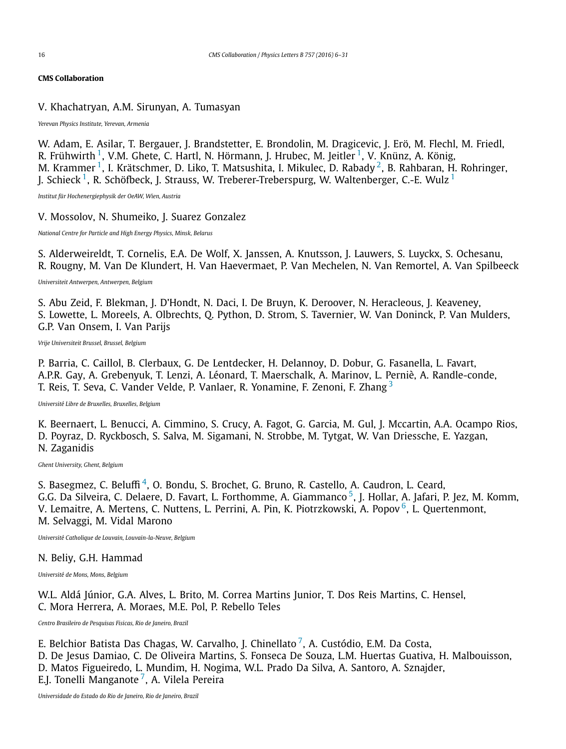**CMS Collaboration**

V. Khachatryan, A.M. Sirunyan, A. Tumasyan

*Yerevan Physics Institute, Yerevan, Armenia*

W. Adam, E. Asilar, T. Bergauer, J. Brandstetter, E. Brondolin, M. Dragicevic, J. Erö, M. Flechl, M. Friedl, R. Frühwirth [1], V.M. Ghete, C. Hartl, N. Hörmann, J. Hrubec, M. Jeitler [1], V. Knünz, A. König, M. Krammer [1], I. Krätschmer, D. Liko, T. Matsushita, I. Mikulec, D. Rabady [2], B. Rahbaran, H. Rohringer, J. Schieck [1], R. Schöfbeck, J. Strauss, W. Treberer-Treberspurg, W. Waltenberger, C.-E. Wulz [1]

*Institut für Hochenergiephysik der OeAW, Wien, Austria*

V. Mossolov, N. Shumeiko, J. Suarez Gonzalez

*National Centre for Particle and High Energy Physics, Minsk, Belarus*

S. Alderweireldt, T. Cornelis, E.A. De Wolf, X. Janssen, A. Knutsson, J. Lauwers, S. Luyckx, S. Ochesanu, R. Rougny, M. Van De Klundert, H. Van Haevermaet, P. Van Mechelen, N. Van Remortel, A. Van Spilbeeck

*Universiteit Antwerpen, Antwerpen, Belgium*

S. Abu Zeid, F. Blekman, J. D'Hondt, N. Daci, I. De Bruyn, K. Deroover, N. Heracleous, J. Keaveney, S. Lowette, L. Moreels, A. Olbrechts, Q. Python, D. Strom, S. Tavernier, W. Van Doninck, P. Van Mulders, G.P. Van Onsem, I. Van Parijs

*Vrije Universiteit Brussel, Brussel, Belgium*

P. Barria, C. Caillol, B. Clerbaux, G. De Lentdecker, H. Delannoy, D. Dobur, G. Fasanella, L. Favart, A.P.R. Gay, A. Grebenyuk, T. Lenzi, A. Léonard, T. Maerschalk, A. Marinov, L. Perniè, A. Randle-conde, T. Reis, T. Seva, C. Vander Velde, P. Vanlaer, R. Yonamine, F. Zenoni, F. Zhang [3]

*Université Libre de Bruxelles, Bruxelles, Belgium*

K. Beernaert, L. Benucci, A. Cimmino, S. Crucy, A. Fagot, G. Garcia, M. Gul, J. Mccartin, A.A. Ocampo Rios, D. Poyraz, D. Ryckbosch, S. Salva, M. Sigamani, N. Strobbe, M. Tytgat, W. Van Driessche, E. Yazgan, N. Zaganidis

*Ghent University, Ghent, Belgium*

S. Basegmez, C. Beluffi [4], O. Bondu, S. Brochet, G. Bruno, R. Castello, A. Caudron, L. Ceard, G.G. Da Silveira, C. Delaere, D. Favart, L. Forthomme, A. Giammanco [5], J. Hollar, A. Jafari, P. Jez, M. Komm, V. Lemaitre, A. Mertens, C. Nuttens, L. Perrini, A. Pin, K. Piotrzkowski, A. Popov [6], L. Quertenmont, M. Selvaggi, M. Vidal Marono

*Université Catholique de Louvain, Louvain-la-Neuve, Belgium*

N. Beliy, G.H. Hammad

*Université de Mons, Mons, Belgium*

W.L. Aldá Júnior, G.A. Alves, L. Brito, M. Correa Martins Junior, T. Dos Reis Martins, C. Hensel, C. Mora Herrera, A. Moraes, M.E. Pol, P. Rebello Teles

*Centro Brasileiro de Pesquisas Fisicas, Rio de Janeiro, Brazil*

E. Belchior Batista Das Chagas, W. Carvalho, J. Chinellato [7], A. Custódio, E.M. Da Costa, D. De Jesus Damiao, C. De Oliveira Martins, S. Fonseca De Souza, L.M. Huertas Guativa, H. Malbouisson, D. Matos Figueiredo, L. Mundim, H. Nogima, W.L. Prado Da Silva, A. Santoro, A. Sznajder, E.J. Tonelli Manganote [7], A. Vilela Pereira

*Universidade do Estado do Rio de Janeiro, Rio de Janeiro, Brazil*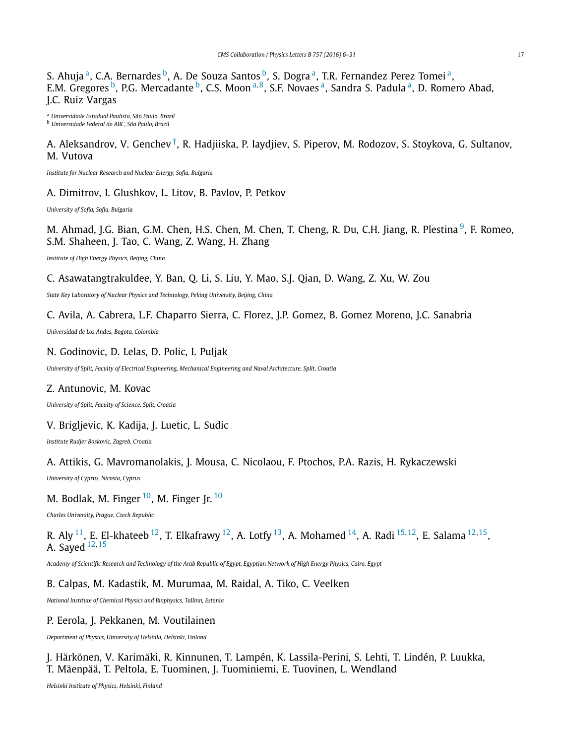S. Ahuja [a], C.A. Bernardes [b], A. De Souza Santos [b], S. Dogra [a], T.R. Fernandez Perez Tomei [a], E.M. Gregores [b], P.G. Mercadante [b], C.S. Moon [a,8], S.F. Novaes [a], Sandra S. Padula [a], D. Romero Abad, J.C. Ruiz Vargas

[a] *Universidade Estadual Paulista, São Paulo, Brazil*
[b] *Universidade Federal do ABC, São Paulo, Brazil*

A. Aleksandrov, V. Genchev [†], R. Hadjiiska, P. Iaydjiev, S. Piperov, M. Rodozov, S. Stoykova, G. Sultanov, M. Vutova

*Institute for Nuclear Research and Nuclear Energy, Sofia, Bulgaria*

A. Dimitrov, I. Glushkov, L. Litov, B. Pavlov, P. Petkov

*University of Sofia, Sofia, Bulgaria*

M. Ahmad, J.G. Bian, G.M. Chen, H.S. Chen, M. Chen, T. Cheng, R. Du, C.H. Jiang, R. Plestina [9], F. Romeo, S.M. Shaheen, J. Tao, C. Wang, Z. Wang, H. Zhang

*Institute of High Energy Physics, Beijing, China*

C. Asawatangtrakuldee, Y. Ban, Q. Li, S. Liu, Y. Mao, S.J. Qian, D. Wang, Z. Xu, W. Zou

*State Key Laboratory of Nuclear Physics and Technology, Peking University, Beijing, China*

C. Avila, A. Cabrera, L.F. Chaparro Sierra, C. Florez, J.P. Gomez, B. Gomez Moreno, J.C. Sanabria

*Universidad de Los Andes, Bogota, Colombia*

N. Godinovic, D. Lelas, D. Polic, I. Puljak

*University of Split, Faculty of Electrical Engineering, Mechanical Engineering and Naval Architecture, Split, Croatia*

Z. Antunovic, M. Kovac

*University of Split, Faculty of Science, Split, Croatia*

V. Brigljevic, K. Kadija, J. Luetic, L. Sudic

*Institute Rudjer Boskovic, Zagreb, Croatia*

A. Attikis, G. Mavromanolakis, J. Mousa, C. Nicolaou, F. Ptochos, P.A. Razis, H. Rykaczewski

*University of Cyprus, Nicosia, Cyprus*

M. Bodlak, M. Finger [10], M. Finger Jr. [10]

*Charles University, Prague, Czech Republic*

R. Aly [11], E. El-khateeb [12], T. Elkafrawy [12], A. Lotfy [13], A. Mohamed [14], A. Radi [15,12], E. Salama [12,15], A. Sayed [12,15]

*Academy of Scientific Research and Technology of the Arab Republic of Egypt, Egyptian Network of High Energy Physics, Cairo, Egypt*

B. Calpas, M. Kadastik, M. Murumaa, M. Raidal, A. Tiko, C. Veelken

*National Institute of Chemical Physics and Biophysics, Tallinn, Estonia*

P. Eerola, J. Pekkanen, M. Voutilainen

*Department of Physics, University of Helsinki, Helsinki, Finland*

J. Härkönen, V. Karimäki, R. Kinnunen, T. Lampén, K. Lassila-Perini, S. Lehti, T. Lindén, P. Luukka, T. Mäenpää, T. Peltola, E. Tuominen, J. Tuominiemi, E. Tuovinen, L. Wendland

*Helsinki Institute of Physics, Helsinki, Finland*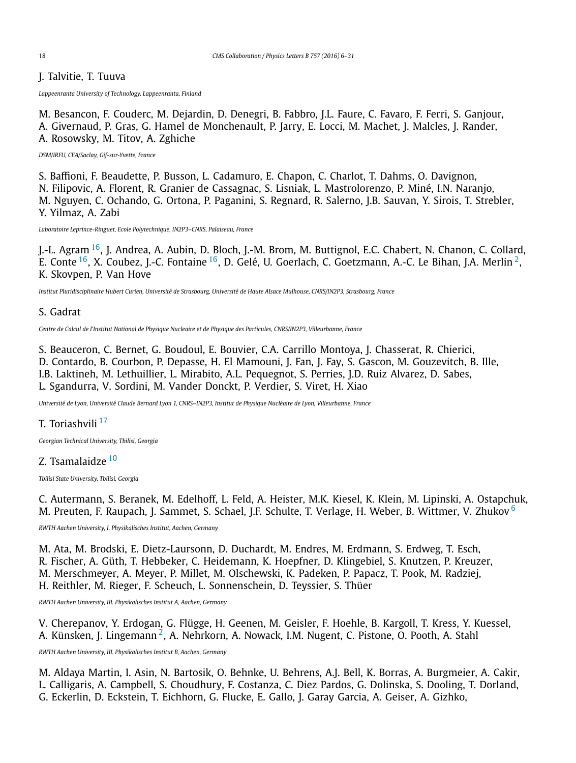J. Talvitie, T. Tuuva

*Lappeenranta University of Technology, Lappeenranta, Finland*

M. Besancon, F. Couderc, M. Dejardin, D. Denegri, B. Fabbro, J.L. Faure, C. Favaro, F. Ferri, S. Ganjour, A. Givernaud, P. Gras, G. Hamel de Monchenault, P. Jarry, E. Locci, M. Machet, J. Malcles, J. Rander, A. Rosowsky, M. Titov, A. Zghiche

*DSM/IRFU, CEA/Saclay, Gif-sur-Yvette, France*

S. Baffioni, F. Beaudette, P. Busson, L. Cadamuro, E. Chapon, C. Charlot, T. Dahms, O. Davignon, N. Filipovic, A. Florent, R. Granier de Cassagnac, S. Lisniak, L. Mastrolorenzo, P. Miné, I.N. Naranjo, M. Nguyen, C. Ochando, G. Ortona, P. Paganini, S. Regnard, R. Salerno, J.B. Sauvan, Y. Sirois, T. Strebler, Y. Yilmaz, A. Zabi

*Laboratoire Leprince-Ringuet, Ecole Polytechnique, IN2P3–CNRS, Palaiseau, France*

J.-L. Agram [16], J. Andrea, A. Aubin, D. Bloch, J.-M. Brom, M. Buttignol, E.C. Chabert, N. Chanon, C. Collard, E. Conte [16], X. Coubez, J.-C. Fontaine [16], D. Gelé, U. Goerlach, C. Goetzmann, A.-C. Le Bihan, J.A. Merlin [2], K. Skovpen, P. Van Hove

*Institut Pluridisciplinaire Hubert Curien, Université de Strasbourg, Université de Haute Alsace Mulhouse, CNRS/IN2P3, Strasbourg, France*

S. Gadrat

*Centre de Calcul de l'Institut National de Physique Nucleaire et de Physique des Particules, CNRS/IN2P3, Villeurbanne, France*

S. Beauceron, C. Bernet, G. Boudoul, E. Bouvier, C.A. Carrillo Montoya, J. Chasserat, R. Chierici, D. Contardo, B. Courbon, P. Depasse, H. El Mamouni, J. Fan, J. Fay, S. Gascon, M. Gouzevitch, B. Ille, I.B. Laktineh, M. Lethuillier, L. Mirabito, A.L. Pequegnot, S. Perries, J.D. Ruiz Alvarez, D. Sabes, L. Sgandurra, V. Sordini, M. Vander Donckt, P. Verdier, S. Viret, H. Xiao

*Université de Lyon, Université Claude Bernard Lyon 1, CNRS–IN2P3, Institut de Physique Nucléaire de Lyon, Villeurbanne, France*

T. Toriashvili [17]

*Georgian Technical University, Tbilisi, Georgia*

Z. Tsamalaidze [10]

*Tbilisi State University, Tbilisi, Georgia*

C. Autermann, S. Beranek, M. Edelhoff, L. Feld, A. Heister, M.K. Kiesel, K. Klein, M. Lipinski, A. Ostapchuk, M. Preuten, F. Raupach, J. Sammet, S. Schael, J.F. Schulte, T. Verlage, H. Weber, B. Wittmer, V. Zhukov [6]

*RWTH Aachen University, I. Physikalisches Institut, Aachen, Germany*

M. Ata, M. Brodski, E. Dietz-Laursonn, D. Duchardt, M. Endres, M. Erdmann, S. Erdweg, T. Esch, R. Fischer, A. Güth, T. Hebbeker, C. Heidemann, K. Hoepfner, D. Klingebiel, S. Knutzen, P. Kreuzer, M. Merschmeyer, A. Meyer, P. Millet, M. Olschewski, K. Padeken, P. Papacz, T. Pook, M. Radziej, H. Reithler, M. Rieger, F. Scheuch, L. Sonnenschein, D. Teyssier, S. Thüer

*RWTH Aachen University, III. Physikalisches Institut A, Aachen, Germany*

V. Cherepanov, Y. Erdogan, G. Flügge, H. Geenen, M. Geisler, F. Hoehle, B. Kargoll, T. Kress, Y. Kuessel, A. Künsken, J. Lingemann [2], A. Nehrkorn, A. Nowack, I.M. Nugent, C. Pistone, O. Pooth, A. Stahl

*RWTH Aachen University, III. Physikalisches Institut B, Aachen, Germany*

M. Aldaya Martin, I. Asin, N. Bartosik, O. Behnke, U. Behrens, A.J. Bell, K. Borras, A. Burgmeier, A. Cakir, L. Calligaris, A. Campbell, S. Choudhury, F. Costanza, C. Diez Pardos, G. Dolinska, S. Dooling, T. Dorland, G. Eckerlin, D. Eckstein, T. Eichhorn, G. Flucke, E. Gallo, J. Garay Garcia, A. Geiser, A. Gizhko,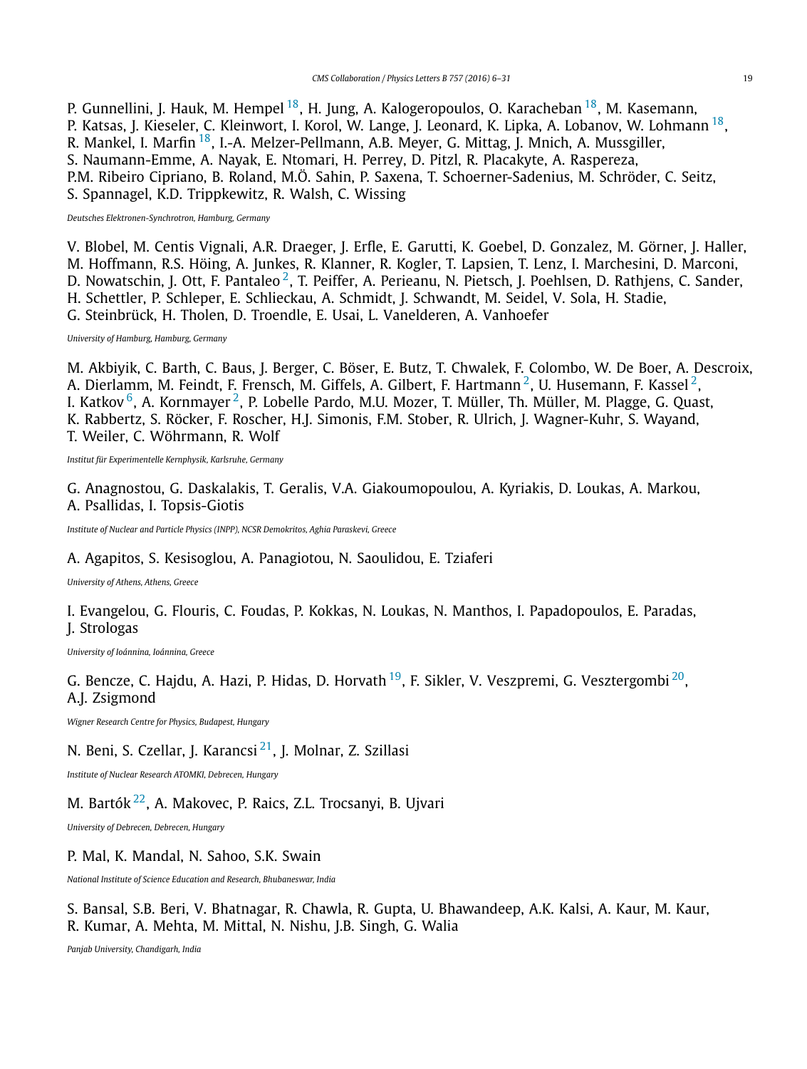P. Gunnellini, J. Hauk, M. Hempel [18], H. Jung, A. Kalogeropoulos, O. Karacheban [18], M. Kasemann, P. Katsas, J. Kieseler, C. Kleinwort, I. Korol, W. Lange, J. Leonard, K. Lipka, A. Lobanov, W. Lohmann [18], R. Mankel, I. Marfin [18], I.-A. Melzer-Pellmann, A.B. Meyer, G. Mittag, J. Mnich, A. Mussgiller, S. Naumann-Emme, A. Nayak, E. Ntomari, H. Perrey, D. Pitzl, R. Placakyte, A. Raspereza, P.M. Ribeiro Cipriano, B. Roland, M.Ö. Sahin, P. Saxena, T. Schoerner-Sadenius, M. Schröder, C. Seitz, S. Spannagel, K.D. Trippkewitz, R. Walsh, C. Wissing

*Deutsches Elektronen-Synchrotron, Hamburg, Germany*

V. Blobel, M. Centis Vignali, A.R. Draeger, J. Erfle, E. Garutti, K. Goebel, D. Gonzalez, M. Görner, J. Haller, M. Hoffmann, R.S. Höing, A. Junkes, R. Klanner, R. Kogler, T. Lapsien, T. Lenz, I. Marchesini, D. Marconi, D. Nowatschin, J. Ott, F. Pantaleo [2], T. Peiffer, A. Perieanu, N. Pietsch, J. Poehlsen, D. Rathjens, C. Sander, H. Schettler, P. Schleper, E. Schlieckau, A. Schmidt, J. Schwandt, M. Seidel, V. Sola, H. Stadie, G. Steinbrück, H. Tholen, D. Troendle, E. Usai, L. Vanelderen, A. Vanhoefer

*University of Hamburg, Hamburg, Germany*

M. Akbiyik, C. Barth, C. Baus, J. Berger, C. Böser, E. Butz, T. Chwalek, F. Colombo, W. De Boer, A. Descroix, A. Dierlamm, M. Feindt, F. Frensch, M. Giffels, A. Gilbert, F. Hartmann [2], U. Husemann, F. Kassel [2], I. Katkov [6], A. Kornmayer [2], P. Lobelle Pardo, M.U. Mozer, T. Müller, Th. Müller, M. Plagge, G. Quast, K. Rabbertz, S. Röcker, F. Roscher, H.J. Simonis, F.M. Stober, R. Ulrich, J. Wagner-Kuhr, S. Wayand, T. Weiler, C. Wöhrmann, R. Wolf

*Institut für Experimentelle Kernphysik, Karlsruhe, Germany*

G. Anagnostou, G. Daskalakis, T. Geralis, V.A. Giakoumopoulou, A. Kyriakis, D. Loukas, A. Markou, A. Psallidas, I. Topsis-Giotis

*Institute of Nuclear and Particle Physics (INPP), NCSR Demokritos, Aghia Paraskevi, Greece*

A. Agapitos, S. Kesisoglou, A. Panagiotou, N. Saoulidou, E. Tziaferi

*University of Athens, Athens, Greece*

I. Evangelou, G. Flouris, C. Foudas, P. Kokkas, N. Loukas, N. Manthos, I. Papadopoulos, E. Paradas, J. Strologas

*University of Ioánnina, Ioánnina, Greece*

G. Bencze, C. Hajdu, A. Hazi, P. Hidas, D. Horvath [19], F. Sikler, V. Veszpremi, G. Vesztergombi [20], A.J. Zsigmond

*Wigner Research Centre for Physics, Budapest, Hungary*

N. Beni, S. Czellar, J. Karancsi [21], J. Molnar, Z. Szillasi

*Institute of Nuclear Research ATOMKI, Debrecen, Hungary*

M. Bartók [22], A. Makovec, P. Raics, Z.L. Trocsanyi, B. Ujvari

*University of Debrecen, Debrecen, Hungary*

P. Mal, K. Mandal, N. Sahoo, S.K. Swain

*National Institute of Science Education and Research, Bhubaneswar, India*

S. Bansal, S.B. Beri, V. Bhatnagar, R. Chawla, R. Gupta, U. Bhawandeep, A.K. Kalsi, A. Kaur, M. Kaur, R. Kumar, A. Mehta, M. Mittal, N. Nishu, J.B. Singh, G. Walia

*Panjab University, Chandigarh, India*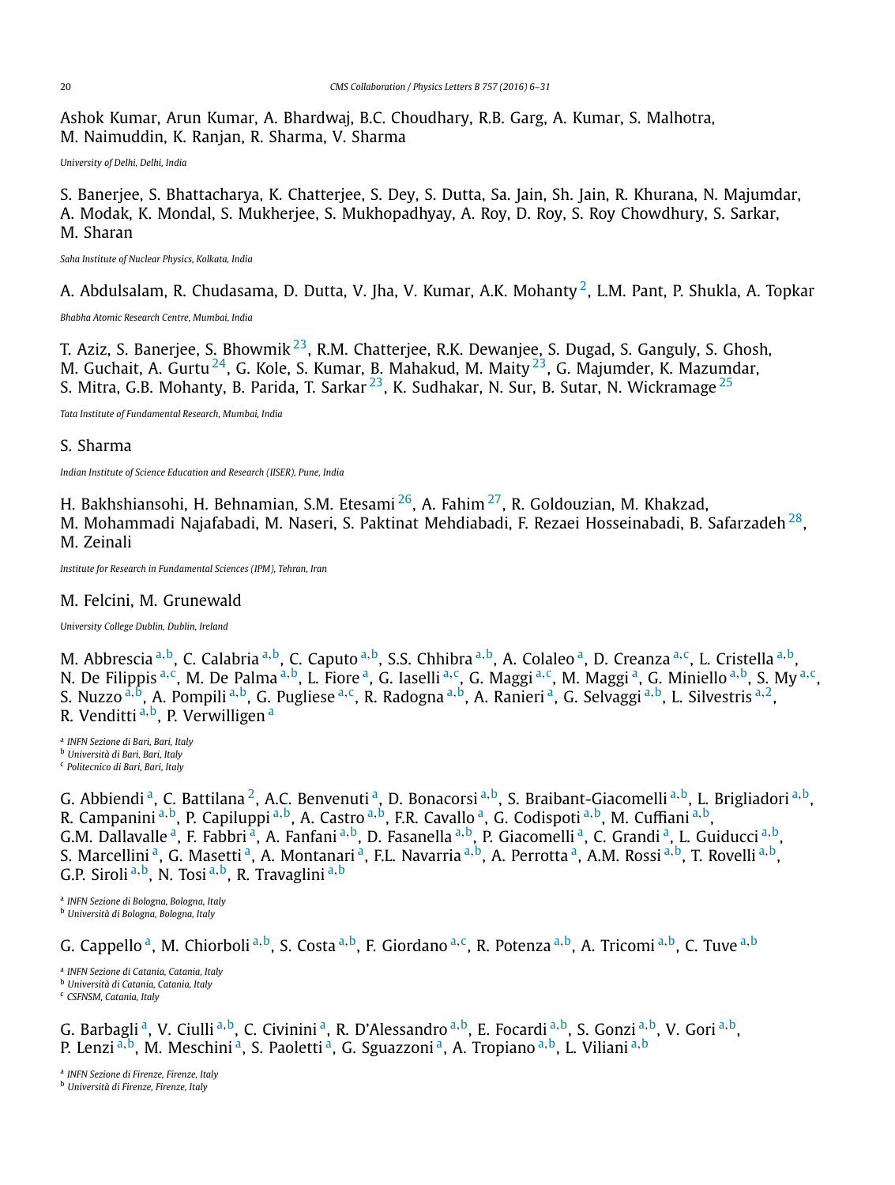Ashok Kumar, Arun Kumar, A. Bhardwaj, B.C. Choudhary, R.B. Garg, A. Kumar, S. Malhotra, M. Naimuddin, K. Ranjan, R. Sharma, V. Sharma

*University of Delhi, Delhi, India*

S. Banerjee, S. Bhattacharya, K. Chatterjee, S. Dey, S. Dutta, Sa. Jain, Sh. Jain, R. Khurana, N. Majumdar, A. Modak, K. Mondal, S. Mukherjee, S. Mukhopadhyay, A. Roy, D. Roy, S. Roy Chowdhury, S. Sarkar, M. Sharan

*Saha Institute of Nuclear Physics, Kolkata, India*

A. Abdulsalam, R. Chudasama, D. Dutta, V. Jha, V. Kumar, A.K. Mohanty [2], L.M. Pant, P. Shukla, A. Topkar

*Bhabha Atomic Research Centre, Mumbai, India*

T. Aziz, S. Banerjee, S. Bhowmik [23], R.M. Chatterjee, R.K. Dewanjee, S. Dugad, S. Ganguly, S. Ghosh, M. Guchait, A. Gurtu [24], G. Kole, S. Kumar, B. Mahakud, M. Maity [23], G. Majumder, K. Mazumdar, S. Mitra, G.B. Mohanty, B. Parida, T. Sarkar [23], K. Sudhakar, N. Sur, B. Sutar, N. Wickramage [25]

*Tata Institute of Fundamental Research, Mumbai, India*

S. Sharma

*Indian Institute of Science Education and Research (IISER), Pune, India*

H. Bakhshiansohi, H. Behnamian, S.M. Etesami [26], A. Fahim [27], R. Goldouzian, M. Khakzad, M. Mohammadi Najafabadi, M. Naseri, S. Paktinat Mehdiabadi, F. Rezaei Hosseinabadi, B. Safarzadeh [28], M. Zeinali

*Institute for Research in Fundamental Sciences (IPM), Tehran, Iran*

M. Felcini, M. Grunewald

*University College Dublin, Dublin, Ireland*

M. Abbrescia [a,b], C. Calabria [a,b], C. Caputo [a,b], S.S. Chhibra [a,b], A. Colaleo [a], D. Creanza [a,c], L. Cristella [a,b], N. De Filippis [a,c], M. De Palma [a,b], L. Fiore [a], G. Iaselli [a,c], G. Maggi [a,c], M. Maggi [a], G. Miniello [a,b], S. My [a,c], S. Nuzzo [a,b], A. Pompili [a,b], G. Pugliese [a,c], R. Radogna [a,b], A. Ranieri [a], G. Selvaggi [a,b], L. Silvestris [a,2], R. Venditti [a,b], P. Verwilligen [a]

[a] *INFN Sezione di Bari, Bari, Italy*
[b] *Università di Bari, Bari, Italy*
[c] *Politecnico di Bari, Bari, Italy*

G. Abbiendi [a], C. Battilana [2], A.C. Benvenuti [a], D. Bonacorsi [a,b], S. Braibant-Giacomelli [a,b], L. Brigliadori [a,b], R. Campanini [a,b], P. Capiluppi [a,b], A. Castro [a,b], F.R. Cavallo [a], G. Codispoti [a,b], M. Cuffiani [a,b], G.M. Dallavalle [a], F. Fabbri [a], A. Fanfani [a,b], D. Fasanella [a,b], P. Giacomelli [a], C. Grandi [a], L. Guiducci [a,b], S. Marcellini [a], G. Masetti [a], A. Montanari [a], F.L. Navarria [a,b], A. Perrotta [a], A.M. Rossi [a,b], T. Rovelli [a,b], G.P. Siroli [a,b], N. Tosi [a,b], R. Travaglini [a,b]

[a] *INFN Sezione di Bologna, Bologna, Italy*
[b] *Università di Bologna, Bologna, Italy*

G. Cappello [a], M. Chiorboli [a,b], S. Costa [a,b], F. Giordano [a,c], R. Potenza [a,b], A. Tricomi [a,b], C. Tuve [a,b]

[a] *INFN Sezione di Catania, Catania, Italy*
[b] *Università di Catania, Catania, Italy*
[c] *CSFNSM, Catania, Italy*

G. Barbagli [a], V. Ciulli [a,b], C. Civinini [a], R. D'Alessandro [a,b], E. Focardi [a,b], S. Gonzi [a,b], V. Gori [a,b], P. Lenzi [a,b], M. Meschini [a], S. Paoletti [a], G. Sguazzoni [a], A. Tropiano [a,b], L. Viliani [a,b]

[a] *INFN Sezione di Firenze, Firenze, Italy*
[b] *Università di Firenze, Firenze, Italy*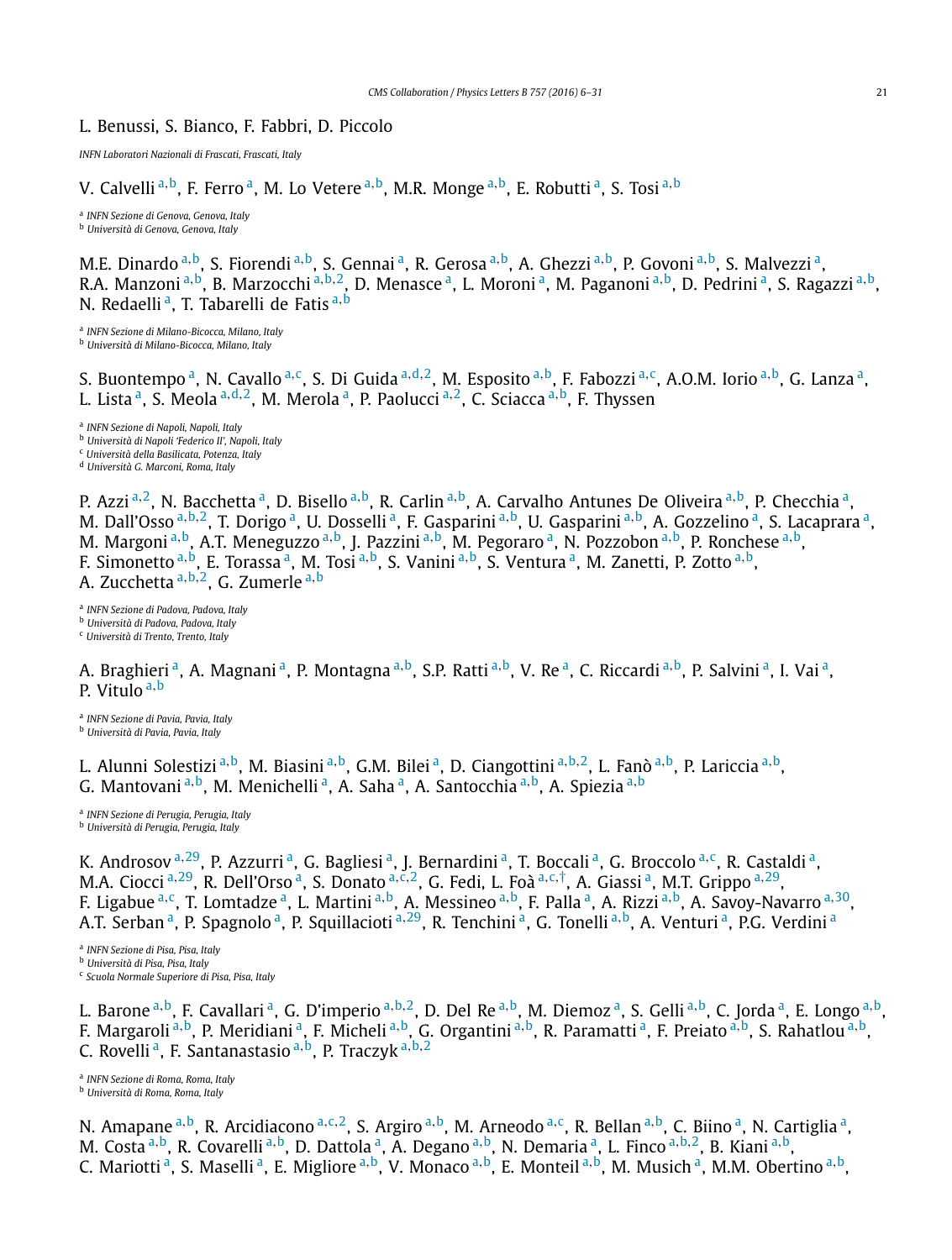L. Benussi, S. Bianco, F. Fabbri, D. Piccolo

*INFN Laboratori Nazionali di Frascati, Frascati, Italy*

V. Calvelli [a,b], F. Ferro [a], M. Lo Vetere [a,b], M.R. Monge [a,b], E. Robutti [a], S. Tosi [a,b]

[a] *INFN Sezione di Genova, Genova, Italy*
[b] *Università di Genova, Genova, Italy*

M.E. Dinardo [a,b], S. Fiorendi [a,b], S. Gennai [a], R. Gerosa [a,b], A. Ghezzi [a,b], P. Govoni [a,b], S. Malvezzi [a], R.A. Manzoni [a,b], B. Marzocchi [a,b,2], D. Menasce [a], L. Moroni [a], M. Paganoni [a,b], D. Pedrini [a], S. Ragazzi [a,b], N. Redaelli [a], T. Tabarelli de Fatis [a,b]

[a] *INFN Sezione di Milano-Bicocca, Milano, Italy*
[b] *Università di Milano-Bicocca, Milano, Italy*

S. Buontempo [a], N. Cavallo [a,c], S. Di Guida [a,d,2], M. Esposito [a,b], F. Fabozzi [a,c], A.O.M. Iorio [a,b], G. Lanza [a], L. Lista [a], S. Meola [a,d,2], M. Merola [a], P. Paolucci [a,2], C. Sciacca [a,b], F. Thyssen

[a] *INFN Sezione di Napoli, Napoli, Italy*
[b] *Università di Napoli 'Federico II', Napoli, Italy*
[c] *Università della Basilicata, Potenza, Italy*
[d] *Università G. Marconi, Roma, Italy*

P. Azzi [a,2], N. Bacchetta [a], D. Bisello [a,b], R. Carlin [a,b], A. Carvalho Antunes De Oliveira [a,b], P. Checchia [a], M. Dall'Osso [a,b,2], T. Dorigo [a], U. Dosselli [a], F. Gasparini [a,b], U. Gasparini [a,b], A. Gozzelino [a], S. Lacaprara [a], M. Margoni [a,b], A.T. Meneguzzo [a,b], J. Pazzini [a,b], M. Pegoraro [a], N. Pozzobon [a,b], P. Ronchese [a,b], F. Simonetto [a,b], E. Torassa [a], M. Tosi [a,b], S. Vanini [a,b], S. Ventura [a], M. Zanetti, P. Zotto [a,b], A. Zucchetta [a,b,2], G. Zumerle [a,b]

[a] *INFN Sezione di Padova, Padova, Italy*
[b] *Università di Padova, Padova, Italy*
[c] *Università di Trento, Trento, Italy*

A. Braghieri [a], A. Magnani [a], P. Montagna [a,b], S.P. Ratti [a,b], V. Re [a], C. Riccardi [a,b], P. Salvini [a], I. Vai [a], P. Vitulo [a,b]

[a] *INFN Sezione di Pavia, Pavia, Italy*
[b] *Università di Pavia, Pavia, Italy*

L. Alunni Solestizi [a,b], M. Biasini [a,b], G.M. Bilei [a], D. Ciangottini [a,b,2], L. Fanò [a,b], P. Lariccia [a,b], G. Mantovani [a,b], M. Menichelli [a], A. Saha [a], A. Santocchia [a,b], A. Spiezia [a,b]

[a] *INFN Sezione di Perugia, Perugia, Italy*
[b] *Università di Perugia, Perugia, Italy*

K. Androsov [a,29], P. Azzurri [a], G. Bagliesi [a], J. Bernardini [a], T. Boccali [a], G. Broccolo [a,c], R. Castaldi [a], M.A. Ciocci [a,29], R. Dell'Orso [a], S. Donato [a,c,2], G. Fedi, L. Foà [a,c,†], A. Giassi [a], M.T. Grippo [a,29], F. Ligabue [a,c], T. Lomtadze [a], L. Martini [a,b], A. Messineo [a,b], F. Palla [a], A. Rizzi [a,b], A. Savoy-Navarro [a,30], A.T. Serban [a], P. Spagnolo [a], P. Squillacioti [a,29], R. Tenchini [a], G. Tonelli [a,b], A. Venturi [a], P.G. Verdini [a]

[a] *INFN Sezione di Pisa, Pisa, Italy*
[b] *Università di Pisa, Pisa, Italy*
[c] *Scuola Normale Superiore di Pisa, Pisa, Italy*

L. Barone [a,b], F. Cavallari [a], G. D'imperio [a,b,2], D. Del Re [a,b], M. Diemoz [a], S. Gelli [a,b], C. Jorda [a], E. Longo [a,b], F. Margaroli [a,b], P. Meridiani [a], F. Micheli [a,b], G. Organtini [a,b], R. Paramatti [a], F. Preiato [a,b], S. Rahatlou [a,b], C. Rovelli [a], F. Santanastasio [a,b], P. Traczyk [a,b,2]

[a] *INFN Sezione di Roma, Roma, Italy*
[b] *Università di Roma, Roma, Italy*

N. Amapane [a,b], R. Arcidiacono [a,c,2], S. Argiro [a,b], M. Arneodo [a,c], R. Bellan [a,b], C. Biino [a], N. Cartiglia [a], M. Costa [a,b], R. Covarelli [a,b], D. Dattola [a], A. Degano [a,b], N. Demaria [a], L. Finco [a,b,2], B. Kiani [a,b], C. Mariotti [a], S. Maselli [a], E. Migliore [a,b], V. Monaco [a,b], E. Monteil [a,b], M. Musich [a], M.M. Obertino [a,b],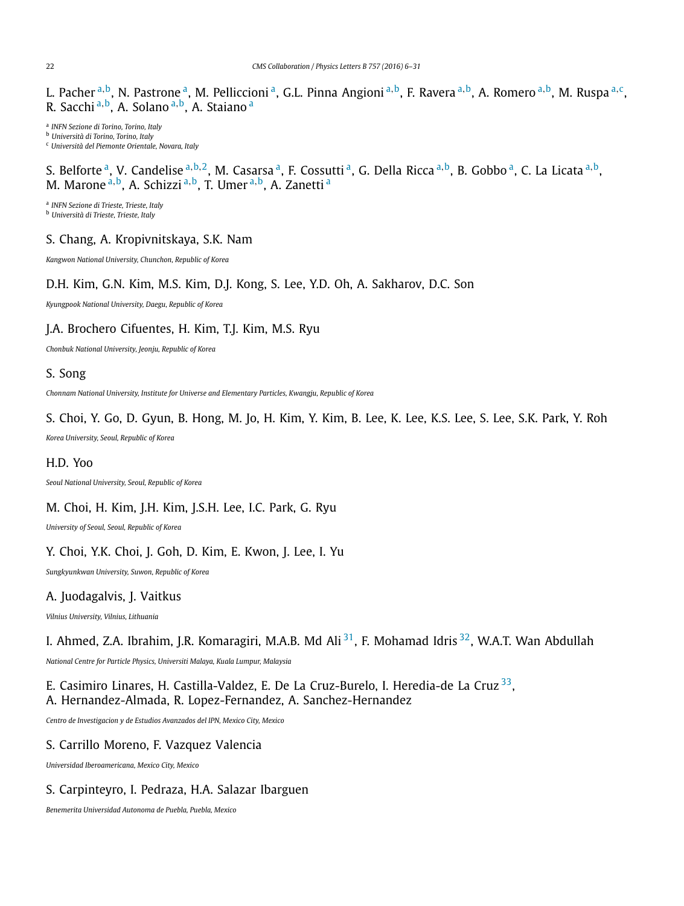L. Pacher [a,b], N. Pastrone [a], M. Pelliccioni [a], G.L. Pinna Angioni [a,b], F. Ravera [a,b], A. Romero [a,b], M. Ruspa [a,c], R. Sacchi [a,b], A. Solano [a,b], A. Staiano [a]

[a] *INFN Sezione di Torino, Torino, Italy*
[b] *Università di Torino, Torino, Italy*
[c] *Università del Piemonte Orientale, Novara, Italy*

S. Belforte [a], V. Candelise [a,b,2], M. Casarsa [a], F. Cossutti [a], G. Della Ricca [a,b], B. Gobbo [a], C. La Licata [a,b], M. Marone [a,b], A. Schizzi [a,b], T. Umer [a,b], A. Zanetti [a]

[a] *INFN Sezione di Trieste, Trieste, Italy*
[b] *Università di Trieste, Trieste, Italy*

S. Chang, A. Kropivnitskaya, S.K. Nam

*Kangwon National University, Chunchon, Republic of Korea*

D.H. Kim, G.N. Kim, M.S. Kim, D.J. Kong, S. Lee, Y.D. Oh, A. Sakharov, D.C. Son

*Kyungpook National University, Daegu, Republic of Korea*

J.A. Brochero Cifuentes, H. Kim, T.J. Kim, M.S. Ryu

*Chonbuk National University, Jeonju, Republic of Korea*

S. Song

*Chonnam National University, Institute for Universe and Elementary Particles, Kwangju, Republic of Korea*

S. Choi, Y. Go, D. Gyun, B. Hong, M. Jo, H. Kim, Y. Kim, B. Lee, K. Lee, K.S. Lee, S. Lee, S.K. Park, Y. Roh

*Korea University, Seoul, Republic of Korea*

H.D. Yoo

*Seoul National University, Seoul, Republic of Korea*

M. Choi, H. Kim, J.H. Kim, J.S.H. Lee, I.C. Park, G. Ryu

*University of Seoul, Seoul, Republic of Korea*

Y. Choi, Y.K. Choi, J. Goh, D. Kim, E. Kwon, J. Lee, I. Yu

*Sungkyunkwan University, Suwon, Republic of Korea*

A. Juodagalvis, J. Vaitkus

*Vilnius University, Vilnius, Lithuania*

I. Ahmed, Z.A. Ibrahim, J.R. Komaragiri, M.A.B. Md Ali [31], F. Mohamad Idris [32], W.A.T. Wan Abdullah

*National Centre for Particle Physics, Universiti Malaya, Kuala Lumpur, Malaysia*

E. Casimiro Linares, H. Castilla-Valdez, E. De La Cruz-Burelo, I. Heredia-de La Cruz [33], A. Hernandez-Almada, R. Lopez-Fernandez, A. Sanchez-Hernandez

*Centro de Investigacion y de Estudios Avanzados del IPN, Mexico City, Mexico*

S. Carrillo Moreno, F. Vazquez Valencia

*Universidad Iberoamericana, Mexico City, Mexico*

S. Carpinteyro, I. Pedraza, H.A. Salazar Ibarguen

*Benemerita Universidad Autonoma de Puebla, Puebla, Mexico*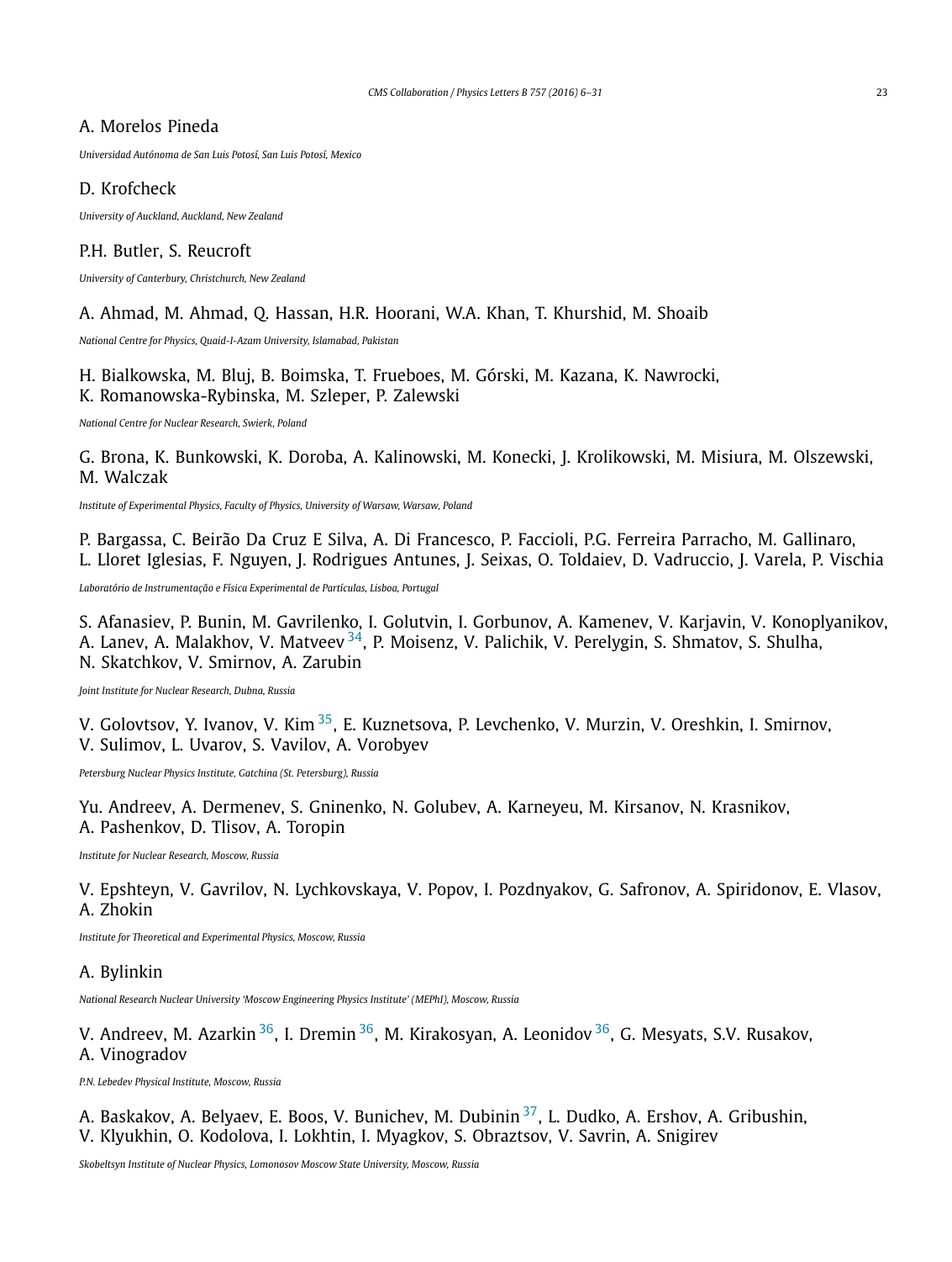A. Morelos Pineda

*Universidad Autónoma de San Luis Potosí, San Luis Potosí, Mexico*

D. Krofcheck

*University of Auckland, Auckland, New Zealand*

P.H. Butler, S. Reucroft

*University of Canterbury, Christchurch, New Zealand*

A. Ahmad, M. Ahmad, Q. Hassan, H.R. Hoorani, W.A. Khan, T. Khurshid, M. Shoaib

*National Centre for Physics, Quaid-I-Azam University, Islamabad, Pakistan*

H. Bialkowska, M. Bluj, B. Boimska, T. Frueboes, M. Górski, M. Kazana, K. Nawrocki, K. Romanowska-Rybinska, M. Szleper, P. Zalewski

*National Centre for Nuclear Research, Swierk, Poland*

G. Brona, K. Bunkowski, K. Doroba, A. Kalinowski, M. Konecki, J. Krolikowski, M. Misiura, M. Olszewski, M. Walczak

*Institute of Experimental Physics, Faculty of Physics, University of Warsaw, Warsaw, Poland*

P. Bargassa, C. Beirão Da Cruz E Silva, A. Di Francesco, P. Faccioli, P.G. Ferreira Parracho, M. Gallinaro, L. Lloret Iglesias, F. Nguyen, J. Rodrigues Antunes, J. Seixas, O. Toldaiev, D. Vadruccio, J. Varela, P. Vischia

*Laboratório de Instrumentação e Física Experimental de Partículas, Lisboa, Portugal*

S. Afanasiev, P. Bunin, M. Gavrilenko, I. Golutvin, I. Gorbunov, A. Kamenev, V. Karjavin, V. Konoplyanikov, A. Lanev, A. Malakhov, V. Matveev [34], P. Moisenz, V. Palichik, V. Perelygin, S. Shmatov, S. Shulha, N. Skatchkov, V. Smirnov, A. Zarubin

*Joint Institute for Nuclear Research, Dubna, Russia*

V. Golovtsov, Y. Ivanov, V. Kim [35], E. Kuznetsova, P. Levchenko, V. Murzin, V. Oreshkin, I. Smirnov, V. Sulimov, L. Uvarov, S. Vavilov, A. Vorobyev

*Petersburg Nuclear Physics Institute, Gatchina (St. Petersburg), Russia*

Yu. Andreev, A. Dermenev, S. Gninenko, N. Golubev, A. Karneyeu, M. Kirsanov, N. Krasnikov, A. Pashenkov, D. Tlisov, A. Toropin

*Institute for Nuclear Research, Moscow, Russia*

V. Epshteyn, V. Gavrilov, N. Lychkovskaya, V. Popov, I. Pozdnyakov, G. Safronov, A. Spiridonov, E. Vlasov, A. Zhokin

*Institute for Theoretical and Experimental Physics, Moscow, Russia*

A. Bylinkin

*National Research Nuclear University 'Moscow Engineering Physics Institute' (MEPhI), Moscow, Russia*

V. Andreev, M. Azarkin [36], I. Dremin [36], M. Kirakosyan, A. Leonidov [36], G. Mesyats, S.V. Rusakov, A. Vinogradov

*P.N. Lebedev Physical Institute, Moscow, Russia*

A. Baskakov, A. Belyaev, E. Boos, V. Bunichev, M. Dubinin [37], L. Dudko, A. Ershov, A. Gribushin, V. Klyukhin, O. Kodolova, I. Lokhtin, I. Myagkov, S. Obraztsov, V. Savrin, A. Snigirev

*Skobeltsyn Institute of Nuclear Physics, Lomonosov Moscow State University, Moscow, Russia*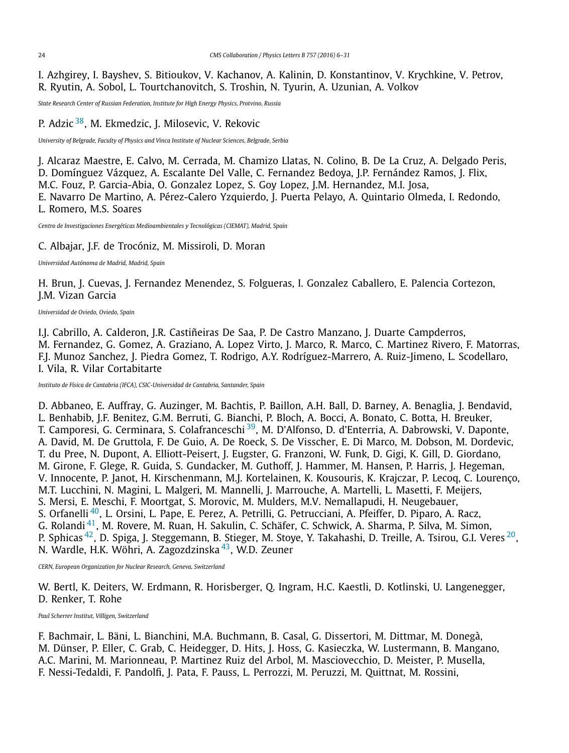I. Azhgirey, I. Bayshev, S. Bitioukov, V. Kachanov, A. Kalinin, D. Konstantinov, V. Krychkine, V. Petrov, R. Ryutin, A. Sobol, L. Tourtchanovitch, S. Troshin, N. Tyurin, A. Uzunian, A. Volkov

*State Research Center of Russian Federation, Institute for High Energy Physics, Protvino, Russia*

P. Adzic [38], M. Ekmedzic, J. Milosevic, V. Rekovic

*University of Belgrade, Faculty of Physics and Vinca Institute of Nuclear Sciences, Belgrade, Serbia*

J. Alcaraz Maestre, E. Calvo, M. Cerrada, M. Chamizo Llatas, N. Colino, B. De La Cruz, A. Delgado Peris, D. Domínguez Vázquez, A. Escalante Del Valle, C. Fernandez Bedoya, J.P. Fernández Ramos, J. Flix, M.C. Fouz, P. Garcia-Abia, O. Gonzalez Lopez, S. Goy Lopez, J.M. Hernandez, M.I. Josa, E. Navarro De Martino, A. Pérez-Calero Yzquierdo, J. Puerta Pelayo, A. Quintario Olmeda, I. Redondo, L. Romero, M.S. Soares

*Centro de Investigaciones Energéticas Medioambientales y Tecnológicas (CIEMAT), Madrid, Spain*

C. Albajar, J.F. de Trocóniz, M. Missiroli, D. Moran

*Universidad Autónoma de Madrid, Madrid, Spain*

H. Brun, J. Cuevas, J. Fernandez Menendez, S. Folgueras, I. Gonzalez Caballero, E. Palencia Cortezon, J.M. Vizan Garcia

*Universidad de Oviedo, Oviedo, Spain*

I.J. Cabrillo, A. Calderon, J.R. Castiñeiras De Saa, P. De Castro Manzano, J. Duarte Campderros, M. Fernandez, G. Gomez, A. Graziano, A. Lopez Virto, J. Marco, R. Marco, C. Martinez Rivero, F. Matorras, F.J. Munoz Sanchez, J. Piedra Gomez, T. Rodrigo, A.Y. Rodríguez-Marrero, A. Ruiz-Jimeno, L. Scodellaro, I. Vila, R. Vilar Cortabitarte

*Instituto de Física de Cantabria (IFCA), CSIC-Universidad de Cantabria, Santander, Spain*

D. Abbaneo, E. Auffray, G. Auzinger, M. Bachtis, P. Baillon, A.H. Ball, D. Barney, A. Benaglia, J. Bendavid, L. Benhabib, J.F. Benitez, G.M. Berruti, G. Bianchi, P. Bloch, A. Bocci, A. Bonato, C. Botta, H. Breuker, T. Camporesi, G. Cerminara, S. Colafranceschi [39], M. D'Alfonso, D. d'Enterria, A. Dabrowski, V. Daponte, A. David, M. De Gruttola, F. De Guio, A. De Roeck, S. De Visscher, E. Di Marco, M. Dobson, M. Dordevic, T. du Pree, N. Dupont, A. Elliott-Peisert, J. Eugster, G. Franzoni, W. Funk, D. Gigi, K. Gill, D. Giordano, M. Girone, F. Glege, R. Guida, S. Gundacker, M. Guthoff, J. Hammer, M. Hansen, P. Harris, J. Hegeman, V. Innocente, P. Janot, H. Kirschenmann, M.J. Kortelainen, K. Kousouris, K. Krajczar, P. Lecoq, C. Lourenço, M.T. Lucchini, N. Magini, L. Malgeri, M. Mannelli, J. Marrouche, A. Martelli, L. Masetti, F. Meijers, S. Mersi, E. Meschi, F. Moortgat, S. Morovic, M. Mulders, M.V. Nemallapudi, H. Neugebauer, S. Orfanelli [40], L. Orsini, L. Pape, E. Perez, A. Petrilli, G. Petrucciani, A. Pfeiffer, D. Piparo, A. Racz, G. Rolandi [41], M. Rovere, M. Ruan, H. Sakulin, C. Schäfer, C. Schwick, A. Sharma, P. Silva, M. Simon, P. Sphicas [42], D. Spiga, J. Steggemann, B. Stieger, M. Stoye, Y. Takahashi, D. Treille, A. Tsirou, G.I. Veres [20], N. Wardle, H.K. Wöhri, A. Zagozdzinska [43], W.D. Zeuner

*CERN, European Organization for Nuclear Research, Geneva, Switzerland*

W. Bertl, K. Deiters, W. Erdmann, R. Horisberger, Q. Ingram, H.C. Kaestli, D. Kotlinski, U. Langenegger, D. Renker, T. Rohe

*Paul Scherrer Institut, Villigen, Switzerland*

F. Bachmair, L. Bäni, L. Bianchini, M.A. Buchmann, B. Casal, G. Dissertori, M. Dittmar, M. Donegà, M. Dünser, P. Eller, C. Grab, C. Heidegger, D. Hits, J. Hoss, G. Kasieczka, W. Lustermann, B. Mangano, A.C. Marini, M. Marionneau, P. Martinez Ruiz del Arbol, M. Masciovecchio, D. Meister, P. Musella, F. Nessi-Tedaldi, F. Pandolfi, J. Pata, F. Pauss, L. Perrozzi, M. Peruzzi, M. Quittnat, M. Rossini,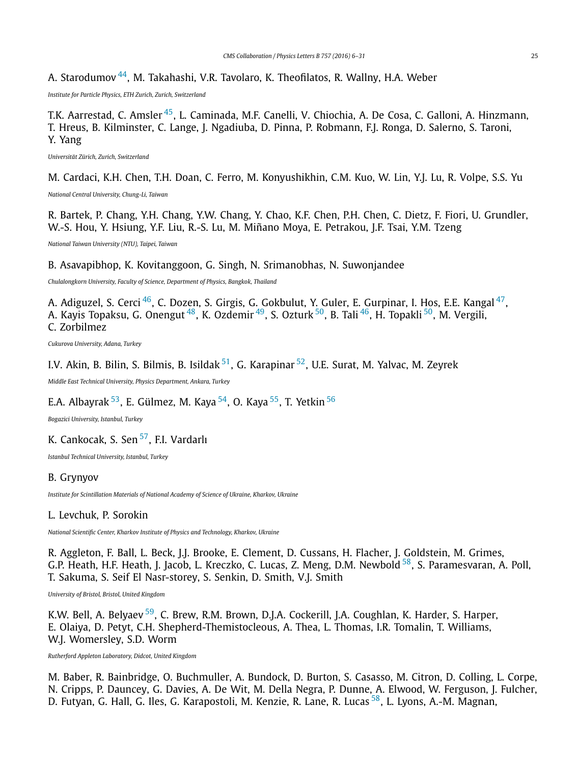A. Starodumov[44], M. Takahashi, V.R. Tavolaro, K. Theofilatos, R. Wallny, H.A. Weber

*Institute for Particle Physics, ETH Zurich, Zurich, Switzerland*

T.K. Aarrestad, C. Amsler[45], L. Caminada, M.F. Canelli, V. Chiochia, A. De Cosa, C. Galloni, A. Hinzmann, T. Hreus, B. Kilminster, C. Lange, J. Ngadiuba, D. Pinna, P. Robmann, F.J. Ronga, D. Salerno, S. Taroni, Y. Yang

*Universität Zürich, Zurich, Switzerland*

M. Cardaci, K.H. Chen, T.H. Doan, C. Ferro, M. Konyushikhin, C.M. Kuo, W. Lin, Y.J. Lu, R. Volpe, S.S. Yu

*National Central University, Chung-Li, Taiwan*

R. Bartek, P. Chang, Y.H. Chang, Y.W. Chang, Y. Chao, K.F. Chen, P.H. Chen, C. Dietz, F. Fiori, U. Grundler, W.-S. Hou, Y. Hsiung, Y.F. Liu, R.-S. Lu, M. Miñano Moya, E. Petrakou, J.F. Tsai, Y.M. Tzeng

*National Taiwan University (NTU), Taipei, Taiwan*

B. Asavapibhop, K. Kovitanggoon, G. Singh, N. Srimanobhas, N. Suwonjandee

*Chulalongkorn University, Faculty of Science, Department of Physics, Bangkok, Thailand*

A. Adiguzel, S. Cerci[46], C. Dozen, S. Girgis, G. Gokbulut, Y. Guler, E. Gurpinar, I. Hos, E.E. Kangal[47], A. Kayis Topaksu, G. Onengut[48], K. Ozdemir[49], S. Ozturk[50], B. Tali[46], H. Topakli[50], M. Vergili, C. Zorbilmez

*Cukurova University, Adana, Turkey*

I.V. Akin, B. Bilin, S. Bilmis, B. Isildak[51], G. Karapinar[52], U.E. Surat, M. Yalvac, M. Zeyrek

*Middle East Technical University, Physics Department, Ankara, Turkey*

E.A. Albayrak[53], E. Gülmez, M. Kaya[54], O. Kaya[55], T. Yetkin[56]

*Bogazici University, Istanbul, Turkey*

K. Cankocak, S. Sen[57], F.I. Vardarlı

*Istanbul Technical University, Istanbul, Turkey*

B. Grynyov

*Institute for Scintillation Materials of National Academy of Science of Ukraine, Kharkov, Ukraine*

L. Levchuk, P. Sorokin

*National Scientific Center, Kharkov Institute of Physics and Technology, Kharkov, Ukraine*

R. Aggleton, F. Ball, L. Beck, J.J. Brooke, E. Clement, D. Cussans, H. Flacher, J. Goldstein, M. Grimes, G.P. Heath, H.F. Heath, J. Jacob, L. Kreczko, C. Lucas, Z. Meng, D.M. Newbold[58], S. Paramesvaran, A. Poll, T. Sakuma, S. Seif El Nasr-storey, S. Senkin, D. Smith, V.J. Smith

*University of Bristol, Bristol, United Kingdom*

K.W. Bell, A. Belyaev[59], C. Brew, R.M. Brown, D.J.A. Cockerill, J.A. Coughlan, K. Harder, S. Harper, E. Olaiya, D. Petyt, C.H. Shepherd-Themistocleous, A. Thea, L. Thomas, I.R. Tomalin, T. Williams, W.J. Womersley, S.D. Worm

*Rutherford Appleton Laboratory, Didcot, United Kingdom*

M. Baber, R. Bainbridge, O. Buchmuller, A. Bundock, D. Burton, S. Casasso, M. Citron, D. Colling, L. Corpe, N. Cripps, P. Dauncey, G. Davies, A. De Wit, M. Della Negra, P. Dunne, A. Elwood, W. Ferguson, J. Fulcher, D. Futyan, G. Hall, G. Iles, G. Karapostoli, M. Kenzie, R. Lane, R. Lucas[58], L. Lyons, A.-M. Magnan,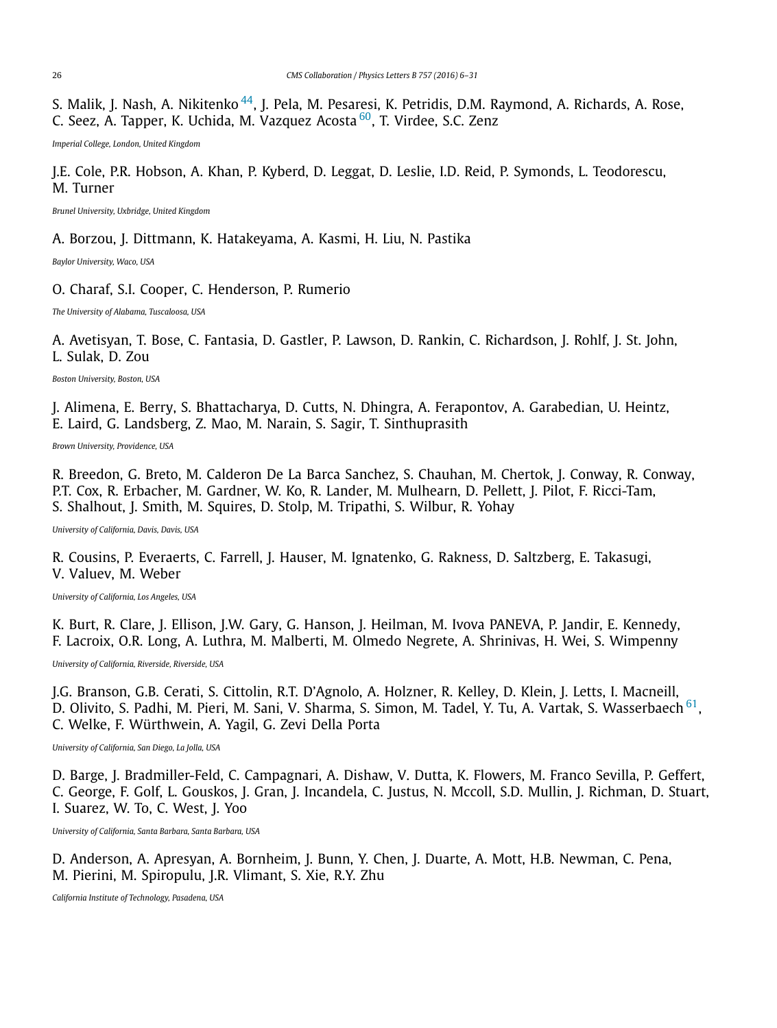S. Malik, J. Nash, A. Nikitenko [44], J. Pela, M. Pesaresi, K. Petridis, D.M. Raymond, A. Richards, A. Rose, C. Seez, A. Tapper, K. Uchida, M. Vazquez Acosta [60], T. Virdee, S.C. Zenz

*Imperial College, London, United Kingdom*

J.E. Cole, P.R. Hobson, A. Khan, P. Kyberd, D. Leggat, D. Leslie, I.D. Reid, P. Symonds, L. Teodorescu, M. Turner

*Brunel University, Uxbridge, United Kingdom*

A. Borzou, J. Dittmann, K. Hatakeyama, A. Kasmi, H. Liu, N. Pastika

*Baylor University, Waco, USA*

O. Charaf, S.I. Cooper, C. Henderson, P. Rumerio

*The University of Alabama, Tuscaloosa, USA*

A. Avetisyan, T. Bose, C. Fantasia, D. Gastler, P. Lawson, D. Rankin, C. Richardson, J. Rohlf, J. St. John, L. Sulak, D. Zou

*Boston University, Boston, USA*

J. Alimena, E. Berry, S. Bhattacharya, D. Cutts, N. Dhingra, A. Ferapontov, A. Garabedian, U. Heintz, E. Laird, G. Landsberg, Z. Mao, M. Narain, S. Sagir, T. Sinthuprasith

*Brown University, Providence, USA*

R. Breedon, G. Breto, M. Calderon De La Barca Sanchez, S. Chauhan, M. Chertok, J. Conway, R. Conway, P.T. Cox, R. Erbacher, M. Gardner, W. Ko, R. Lander, M. Mulhearn, D. Pellett, J. Pilot, F. Ricci-Tam, S. Shalhout, J. Smith, M. Squires, D. Stolp, M. Tripathi, S. Wilbur, R. Yohay

*University of California, Davis, Davis, USA*

R. Cousins, P. Everaerts, C. Farrell, J. Hauser, M. Ignatenko, G. Rakness, D. Saltzberg, E. Takasugi, V. Valuev, M. Weber

*University of California, Los Angeles, USA*

K. Burt, R. Clare, J. Ellison, J.W. Gary, G. Hanson, J. Heilman, M. Ivova PANEVA, P. Jandir, E. Kennedy, F. Lacroix, O.R. Long, A. Luthra, M. Malberti, M. Olmedo Negrete, A. Shrinivas, H. Wei, S. Wimpenny

*University of California, Riverside, Riverside, USA*

J.G. Branson, G.B. Cerati, S. Cittolin, R.T. D'Agnolo, A. Holzner, R. Kelley, D. Klein, J. Letts, I. Macneill, D. Olivito, S. Padhi, M. Pieri, M. Sani, V. Sharma, S. Simon, M. Tadel, Y. Tu, A. Vartak, S. Wasserbaech [61], C. Welke, F. Würthwein, A. Yagil, G. Zevi Della Porta

*University of California, San Diego, La Jolla, USA*

D. Barge, J. Bradmiller-Feld, C. Campagnari, A. Dishaw, V. Dutta, K. Flowers, M. Franco Sevilla, P. Geffert, C. George, F. Golf, L. Gouskos, J. Gran, J. Incandela, C. Justus, N. Mccoll, S.D. Mullin, J. Richman, D. Stuart, I. Suarez, W. To, C. West, J. Yoo

*University of California, Santa Barbara, Santa Barbara, USA*

D. Anderson, A. Apresyan, A. Bornheim, J. Bunn, Y. Chen, J. Duarte, A. Mott, H.B. Newman, C. Pena, M. Pierini, M. Spiropulu, J.R. Vlimant, S. Xie, R.Y. Zhu

*California Institute of Technology, Pasadena, USA*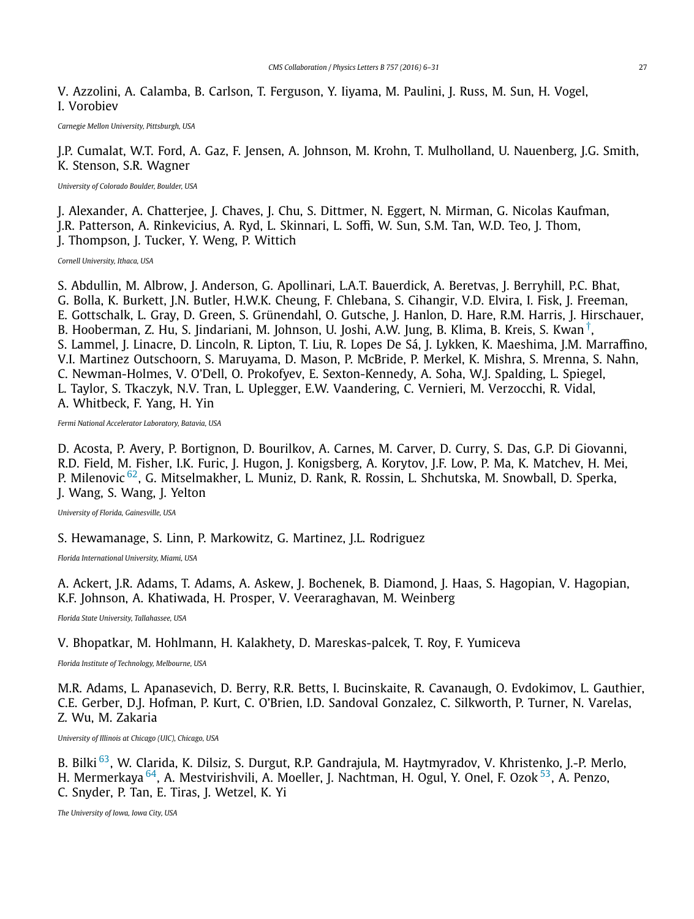V. Azzolini, A. Calamba, B. Carlson, T. Ferguson, Y. Iiyama, M. Paulini, J. Russ, M. Sun, H. Vogel, I. Vorobiev

*Carnegie Mellon University, Pittsburgh, USA*

J.P. Cumalat, W.T. Ford, A. Gaz, F. Jensen, A. Johnson, M. Krohn, T. Mulholland, U. Nauenberg, J.G. Smith, K. Stenson, S.R. Wagner

*University of Colorado Boulder, Boulder, USA*

J. Alexander, A. Chatterjee, J. Chaves, J. Chu, S. Dittmer, N. Eggert, N. Mirman, G. Nicolas Kaufman, J.R. Patterson, A. Rinkevicius, A. Ryd, L. Skinnari, L. Soffi, W. Sun, S.M. Tan, W.D. Teo, J. Thom, J. Thompson, J. Tucker, Y. Weng, P. Wittich

*Cornell University, Ithaca, USA*

S. Abdullin, M. Albrow, J. Anderson, G. Apollinari, L.A.T. Bauerdick, A. Beretvas, J. Berryhill, P.C. Bhat, G. Bolla, K. Burkett, J.N. Butler, H.W.K. Cheung, F. Chlebana, S. Cihangir, V.D. Elvira, I. Fisk, J. Freeman, E. Gottschalk, L. Gray, D. Green, S. Grünendahl, O. Gutsche, J. Hanlon, D. Hare, R.M. Harris, J. Hirschauer, B. Hooberman, Z. Hu, S. Jindariani, M. Johnson, U. Joshi, A.W. Jung, B. Klima, B. Kreis, S. Kwan[†], S. Lammel, J. Linacre, D. Lincoln, R. Lipton, T. Liu, R. Lopes De Sá, J. Lykken, K. Maeshima, J.M. Marraffino, V.I. Martinez Outschoorn, S. Maruyama, D. Mason, P. McBride, P. Merkel, K. Mishra, S. Mrenna, S. Nahn, C. Newman-Holmes, V. O'Dell, O. Prokofyev, E. Sexton-Kennedy, A. Soha, W.J. Spalding, L. Spiegel, L. Taylor, S. Tkaczyk, N.V. Tran, L. Uplegger, E.W. Vaandering, C. Vernieri, M. Verzocchi, R. Vidal, A. Whitbeck, F. Yang, H. Yin

*Fermi National Accelerator Laboratory, Batavia, USA*

D. Acosta, P. Avery, P. Bortignon, D. Bourilkov, A. Carnes, M. Carver, D. Curry, S. Das, G.P. Di Giovanni, R.D. Field, M. Fisher, I.K. Furic, J. Hugon, J. Konigsberg, A. Korytov, J.F. Low, P. Ma, K. Matchev, H. Mei, P. Milenovic[62], G. Mitselmakher, L. Muniz, D. Rank, R. Rossin, L. Shchutska, M. Snowball, D. Sperka, J. Wang, S. Wang, J. Yelton

*University of Florida, Gainesville, USA*

S. Hewamanage, S. Linn, P. Markowitz, G. Martinez, J.L. Rodriguez

*Florida International University, Miami, USA*

A. Ackert, J.R. Adams, T. Adams, A. Askew, J. Bochenek, B. Diamond, J. Haas, S. Hagopian, V. Hagopian, K.F. Johnson, A. Khatiwada, H. Prosper, V. Veeraraghavan, M. Weinberg

*Florida State University, Tallahassee, USA*

V. Bhopatkar, M. Hohlmann, H. Kalakhety, D. Mareskas-palcek, T. Roy, F. Yumiceva

*Florida Institute of Technology, Melbourne, USA*

M.R. Adams, L. Apanasevich, D. Berry, R.R. Betts, I. Bucinskaite, R. Cavanaugh, O. Evdokimov, L. Gauthier, C.E. Gerber, D.J. Hofman, P. Kurt, C. O'Brien, I.D. Sandoval Gonzalez, C. Silkworth, P. Turner, N. Varelas, Z. Wu, M. Zakaria

*University of Illinois at Chicago (UIC), Chicago, USA*

B. Bilki[63], W. Clarida, K. Dilsiz, S. Durgut, R.P. Gandrajula, M. Haytmyradov, V. Khristenko, J.-P. Merlo, H. Mermerkaya[64], A. Mestvirishvili, A. Moeller, J. Nachtman, H. Ogul, Y. Onel, F. Ozok[53], A. Penzo, C. Snyder, P. Tan, E. Tiras, J. Wetzel, K. Yi

*The University of Iowa, Iowa City, USA*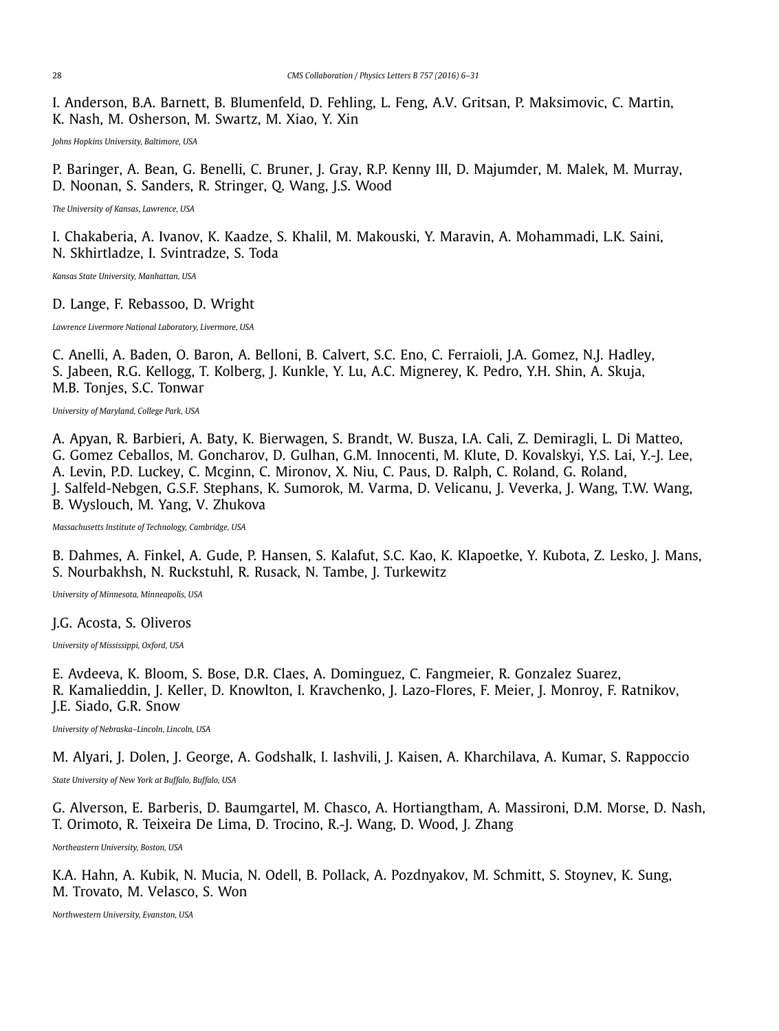I. Anderson, B.A. Barnett, B. Blumenfeld, D. Fehling, L. Feng, A.V. Gritsan, P. Maksimovic, C. Martin, K. Nash, M. Osherson, M. Swartz, M. Xiao, Y. Xin

*Johns Hopkins University, Baltimore, USA*

P. Baringer, A. Bean, G. Benelli, C. Bruner, J. Gray, R.P. Kenny III, D. Majumder, M. Malek, M. Murray, D. Noonan, S. Sanders, R. Stringer, Q. Wang, J.S. Wood

*The University of Kansas, Lawrence, USA*

I. Chakaberia, A. Ivanov, K. Kaadze, S. Khalil, M. Makouski, Y. Maravin, A. Mohammadi, L.K. Saini, N. Skhirtladze, I. Svintradze, S. Toda

*Kansas State University, Manhattan, USA*

D. Lange, F. Rebassoo, D. Wright

*Lawrence Livermore National Laboratory, Livermore, USA*

C. Anelli, A. Baden, O. Baron, A. Belloni, B. Calvert, S.C. Eno, C. Ferraioli, J.A. Gomez, N.J. Hadley, S. Jabeen, R.G. Kellogg, T. Kolberg, J. Kunkle, Y. Lu, A.C. Mignerey, K. Pedro, Y.H. Shin, A. Skuja, M.B. Tonjes, S.C. Tonwar

*University of Maryland, College Park, USA*

A. Apyan, R. Barbieri, A. Baty, K. Bierwagen, S. Brandt, W. Busza, I.A. Cali, Z. Demiragli, L. Di Matteo, G. Gomez Ceballos, M. Goncharov, D. Gulhan, G.M. Innocenti, M. Klute, D. Kovalskyi, Y.S. Lai, Y.-J. Lee, A. Levin, P.D. Luckey, C. Mcginn, C. Mironov, X. Niu, C. Paus, D. Ralph, C. Roland, G. Roland, J. Salfeld-Nebgen, G.S.F. Stephans, K. Sumorok, M. Varma, D. Velicanu, J. Veverka, J. Wang, T.W. Wang, B. Wyslouch, M. Yang, V. Zhukova

*Massachusetts Institute of Technology, Cambridge, USA*

B. Dahmes, A. Finkel, A. Gude, P. Hansen, S. Kalafut, S.C. Kao, K. Klapoetke, Y. Kubota, Z. Lesko, J. Mans, S. Nourbakhsh, N. Ruckstuhl, R. Rusack, N. Tambe, J. Turkewitz

*University of Minnesota, Minneapolis, USA*

J.G. Acosta, S. Oliveros

*University of Mississippi, Oxford, USA*

E. Avdeeva, K. Bloom, S. Bose, D.R. Claes, A. Dominguez, C. Fangmeier, R. Gonzalez Suarez, R. Kamalieddin, J. Keller, D. Knowlton, I. Kravchenko, J. Lazo-Flores, F. Meier, J. Monroy, F. Ratnikov, J.E. Siado, G.R. Snow

*University of Nebraska–Lincoln, Lincoln, USA*

M. Alyari, J. Dolen, J. George, A. Godshalk, I. Iashvili, J. Kaisen, A. Kharchilava, A. Kumar, S. Rappoccio

*State University of New York at Buffalo, Buffalo, USA*

G. Alverson, E. Barberis, D. Baumgartel, M. Chasco, A. Hortiangtham, A. Massironi, D.M. Morse, D. Nash, T. Orimoto, R. Teixeira De Lima, D. Trocino, R.-J. Wang, D. Wood, J. Zhang

*Northeastern University, Boston, USA*

K.A. Hahn, A. Kubik, N. Mucia, N. Odell, B. Pollack, A. Pozdnyakov, M. Schmitt, S. Stoynev, K. Sung, M. Trovato, M. Velasco, S. Won

*Northwestern University, Evanston, USA*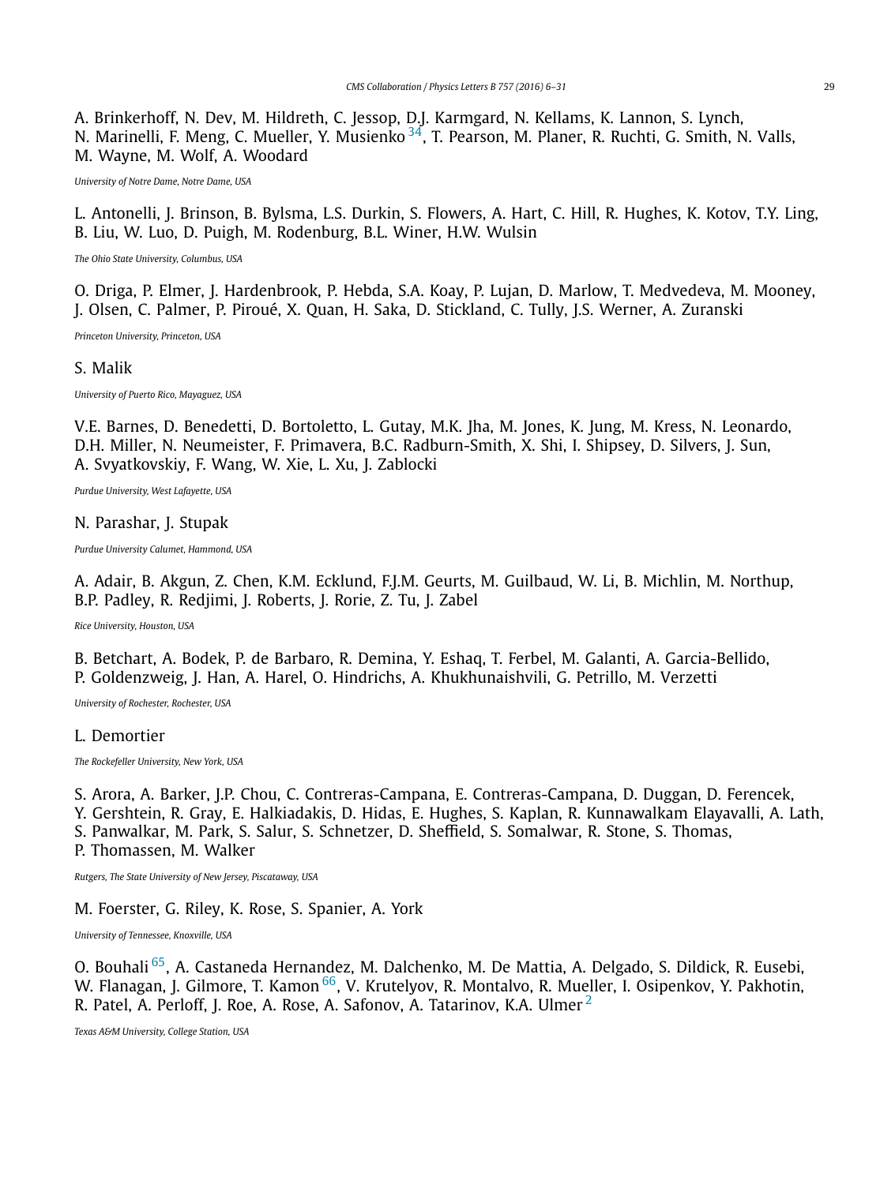A. Brinkerhoff, N. Dev, M. Hildreth, C. Jessop, D.J. Karmgard, N. Kellams, K. Lannon, S. Lynch, N. Marinelli, F. Meng, C. Mueller, Y. Musienko [34], T. Pearson, M. Planer, R. Ruchti, G. Smith, N. Valls, M. Wayne, M. Wolf, A. Woodard

*University of Notre Dame, Notre Dame, USA*

L. Antonelli, J. Brinson, B. Bylsma, L.S. Durkin, S. Flowers, A. Hart, C. Hill, R. Hughes, K. Kotov, T.Y. Ling, B. Liu, W. Luo, D. Puigh, M. Rodenburg, B.L. Winer, H.W. Wulsin

*The Ohio State University, Columbus, USA*

O. Driga, P. Elmer, J. Hardenbrook, P. Hebda, S.A. Koay, P. Lujan, D. Marlow, T. Medvedeva, M. Mooney, J. Olsen, C. Palmer, P. Piroué, X. Quan, H. Saka, D. Stickland, C. Tully, J.S. Werner, A. Zuranski

*Princeton University, Princeton, USA*

S. Malik

*University of Puerto Rico, Mayaguez, USA*

V.E. Barnes, D. Benedetti, D. Bortoletto, L. Gutay, M.K. Jha, M. Jones, K. Jung, M. Kress, N. Leonardo, D.H. Miller, N. Neumeister, F. Primavera, B.C. Radburn-Smith, X. Shi, I. Shipsey, D. Silvers, J. Sun, A. Svyatkovskiy, F. Wang, W. Xie, L. Xu, J. Zablocki

*Purdue University, West Lafayette, USA*

N. Parashar, J. Stupak

*Purdue University Calumet, Hammond, USA*

A. Adair, B. Akgun, Z. Chen, K.M. Ecklund, F.J.M. Geurts, M. Guilbaud, W. Li, B. Michlin, M. Northup, B.P. Padley, R. Redjimi, J. Roberts, J. Rorie, Z. Tu, J. Zabel

*Rice University, Houston, USA*

B. Betchart, A. Bodek, P. de Barbaro, R. Demina, Y. Eshaq, T. Ferbel, M. Galanti, A. Garcia-Bellido, P. Goldenzweig, J. Han, A. Harel, O. Hindrichs, A. Khukhunaishvili, G. Petrillo, M. Verzetti

*University of Rochester, Rochester, USA*

L. Demortier

*The Rockefeller University, New York, USA*

S. Arora, A. Barker, J.P. Chou, C. Contreras-Campana, E. Contreras-Campana, D. Duggan, D. Ferencek, Y. Gershtein, R. Gray, E. Halkiadakis, D. Hidas, E. Hughes, S. Kaplan, R. Kunnawalkam Elayavalli, A. Lath, S. Panwalkar, M. Park, S. Salur, S. Schnetzer, D. Sheffield, S. Somalwar, R. Stone, S. Thomas, P. Thomassen, M. Walker

*Rutgers, The State University of New Jersey, Piscataway, USA*

M. Foerster, G. Riley, K. Rose, S. Spanier, A. York

*University of Tennessee, Knoxville, USA*

O. Bouhali [65], A. Castaneda Hernandez, M. Dalchenko, M. De Mattia, A. Delgado, S. Dildick, R. Eusebi, W. Flanagan, J. Gilmore, T. Kamon [66], V. Krutelyov, R. Montalvo, R. Mueller, I. Osipenkov, Y. Pakhotin, R. Patel, A. Perloff, J. Roe, A. Rose, A. Safonov, A. Tatarinov, K.A. Ulmer [2]

*Texas A&M University, College Station, USA*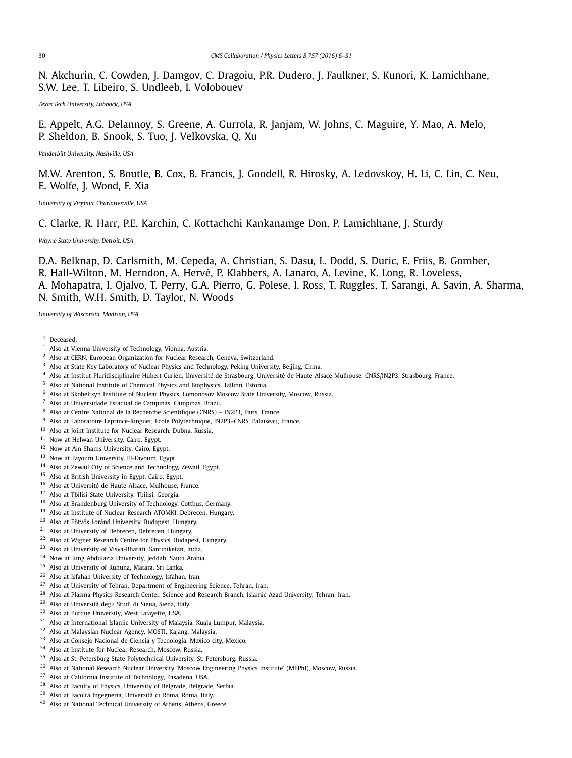N. Akchurin, C. Cowden, J. Damgov, C. Dragoiu, P.R. Dudero, J. Faulkner, S. Kunori, K. Lamichhane, S.W. Lee, T. Libeiro, S. Undleeb, I. Volobouev

*Texas Tech University, Lubbock, USA*

E. Appelt, A.G. Delannoy, S. Greene, A. Gurrola, R. Janjam, W. Johns, C. Maguire, Y. Mao, A. Melo, P. Sheldon, B. Snook, S. Tuo, J. Velkovska, Q. Xu

*Vanderbilt University, Nashville, USA*

M.W. Arenton, S. Boutle, B. Cox, B. Francis, J. Goodell, R. Hirosky, A. Ledovskoy, H. Li, C. Lin, C. Neu, E. Wolfe, J. Wood, F. Xia

*University of Virginia, Charlottesville, USA*

C. Clarke, R. Harr, P.E. Karchin, C. Kottachchi Kankanamge Don, P. Lamichhane, J. Sturdy

*Wayne State University, Detroit, USA*

D.A. Belknap, D. Carlsmith, M. Cepeda, A. Christian, S. Dasu, L. Dodd, S. Duric, E. Friis, B. Gomber, R. Hall-Wilton, M. Herndon, A. Hervé, P. Klabbers, A. Lanaro, A. Levine, K. Long, R. Loveless, A. Mohapatra, I. Ojalvo, T. Perry, G.A. Pierro, G. Polese, I. Ross, T. Ruggles, T. Sarangi, A. Savin, A. Sharma, N. Smith, W.H. Smith, D. Taylor, N. Woods

*University of Wisconsin, Madison, USA*

† Deceased.
[1] Also at Vienna University of Technology, Vienna, Austria.
[2] Also at CERN, European Organization for Nuclear Research, Geneva, Switzerland.
[3] Also at State Key Laboratory of Nuclear Physics and Technology, Peking University, Beijing, China.
[4] Also at Institut Pluridisciplinaire Hubert Curien, Université de Strasbourg, Université de Haute Alsace Mulhouse, CNRS/IN2P3, Strasbourg, France.
[5] Also at National Institute of Chemical Physics and Biophysics, Tallinn, Estonia.
[6] Also at Skobeltsyn Institute of Nuclear Physics, Lomonosov Moscow State University, Moscow, Russia.
[7] Also at Universidade Estadual de Campinas, Campinas, Brazil.
[8] Also at Centre National de la Recherche Scientifique (CNRS) – IN2P3, Paris, France.
[9] Also at Laboratoire Leprince-Ringuet, Ecole Polytechnique, IN2P3–CNRS, Palaiseau, France.
[10] Also at Joint Institute for Nuclear Research, Dubna, Russia.
[11] Now at Helwan University, Cairo, Egypt.
[12] Now at Ain Shams University, Cairo, Egypt.
[13] Now at Fayoum University, El-Fayoum, Egypt.
[14] Also at Zewail City of Science and Technology, Zewail, Egypt.
[15] Also at British University in Egypt, Cairo, Egypt.
[16] Also at Université de Haute Alsace, Mulhouse, France.
[17] Also at Tbilisi State University, Tbilisi, Georgia.
[18] Also at Brandenburg University of Technology, Cottbus, Germany.
[19] Also at Institute of Nuclear Research ATOMKI, Debrecen, Hungary.
[20] Also at Eötvös Loránd University, Budapest, Hungary.
[21] Also at University of Debrecen, Debrecen, Hungary.
[22] Also at Wigner Research Centre for Physics, Budapest, Hungary.
[23] Also at University of Visva-Bharati, Santiniketan, India.
[24] Now at King Abdulaziz University, Jeddah, Saudi Arabia.
[25] Also at University of Ruhuna, Matara, Sri Lanka.
[26] Also at Isfahan University of Technology, Isfahan, Iran.
[27] Also at University of Tehran, Department of Engineering Science, Tehran, Iran.
[28] Also at Plasma Physics Research Center, Science and Research Branch, Islamic Azad University, Tehran, Iran.
[29] Also at Università degli Studi di Siena, Siena, Italy.
[30] Also at Purdue University, West Lafayette, USA.
[31] Also at International Islamic University of Malaysia, Kuala Lumpur, Malaysia.
[32] Also at Malaysian Nuclear Agency, MOSTI, Kajang, Malaysia.
[33] Also at Consejo Nacional de Ciencia y Tecnología, Mexico city, Mexico.
[34] Also at Institute for Nuclear Research, Moscow, Russia.
[35] Also at St. Petersburg State Polytechnical University, St. Petersburg, Russia.
[36] Also at National Research Nuclear University 'Moscow Engineering Physics Institute' (MEPhI), Moscow, Russia.
[37] Also at California Institute of Technology, Pasadena, USA.
[38] Also at Faculty of Physics, University of Belgrade, Belgrade, Serbia.
[39] Also at Facoltà Ingegneria, Università di Roma, Roma, Italy.
[40] Also at National Technical University of Athens, Athens, Greece.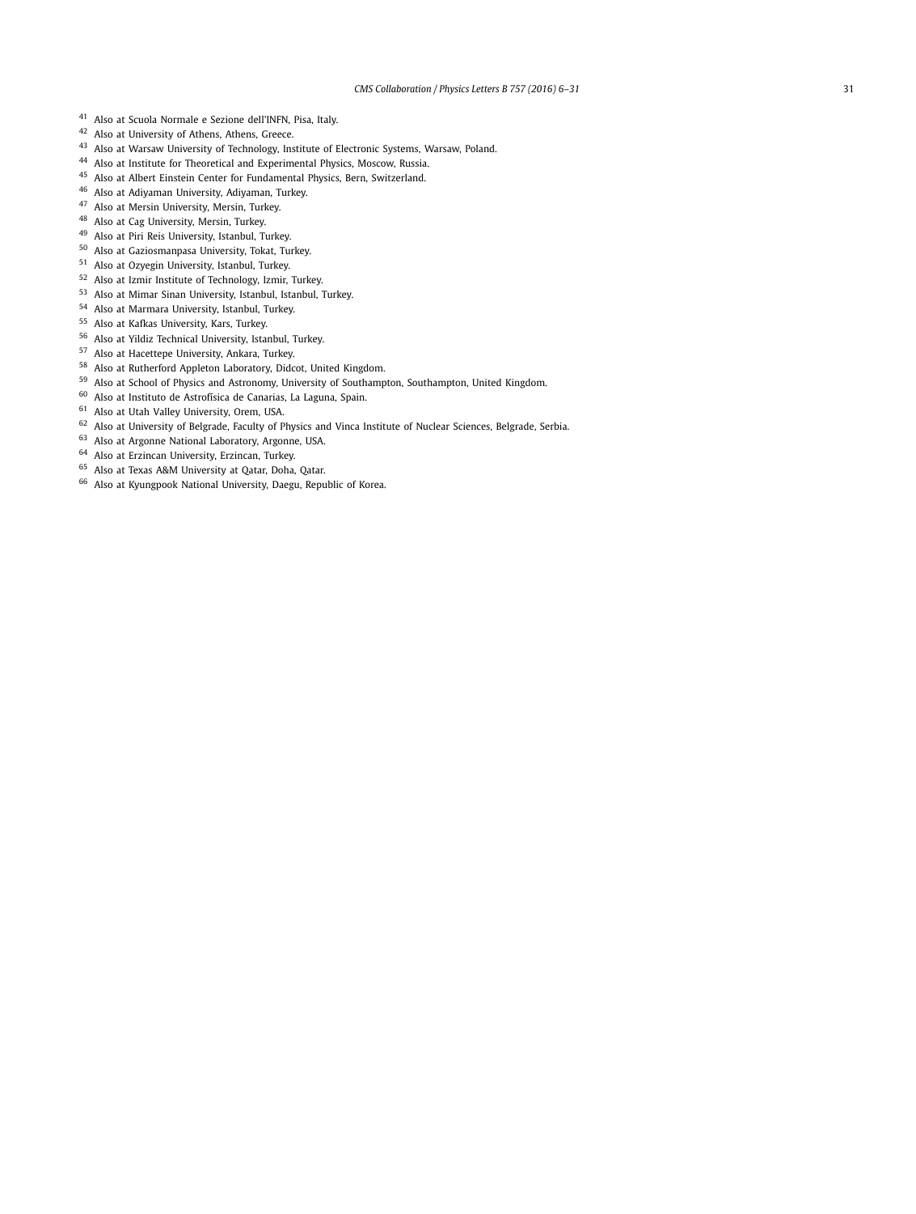[41] Also at Scuola Normale e Sezione dell'INFN, Pisa, Italy.
[42] Also at University of Athens, Athens, Greece.
[43] Also at Warsaw University of Technology, Institute of Electronic Systems, Warsaw, Poland.
[44] Also at Institute for Theoretical and Experimental Physics, Moscow, Russia.
[45] Also at Albert Einstein Center for Fundamental Physics, Bern, Switzerland.
[46] Also at Adiyaman University, Adiyaman, Turkey.
[47] Also at Mersin University, Mersin, Turkey.
[48] Also at Cag University, Mersin, Turkey.
[49] Also at Piri Reis University, Istanbul, Turkey.
[50] Also at Gaziosmanpasa University, Tokat, Turkey.
[51] Also at Ozyegin University, Istanbul, Turkey.
[52] Also at Izmir Institute of Technology, Izmir, Turkey.
[53] Also at Mimar Sinan University, Istanbul, Istanbul, Turkey.
[54] Also at Marmara University, Istanbul, Turkey.
[55] Also at Kafkas University, Kars, Turkey.
[56] Also at Yildiz Technical University, Istanbul, Turkey.
[57] Also at Hacettepe University, Ankara, Turkey.
[58] Also at Rutherford Appleton Laboratory, Didcot, United Kingdom.
[59] Also at School of Physics and Astronomy, University of Southampton, Southampton, United Kingdom.
[60] Also at Instituto de Astrofísica de Canarias, La Laguna, Spain.
[61] Also at Utah Valley University, Orem, USA.
[62] Also at University of Belgrade, Faculty of Physics and Vinca Institute of Nuclear Sciences, Belgrade, Serbia.
[63] Also at Argonne National Laboratory, Argonne, USA.
[64] Also at Erzincan University, Erzincan, Turkey.
[65] Also at Texas A&M University at Qatar, Doha, Qatar.
[66] Also at Kyungpook National University, Daegu, Republic of Korea.